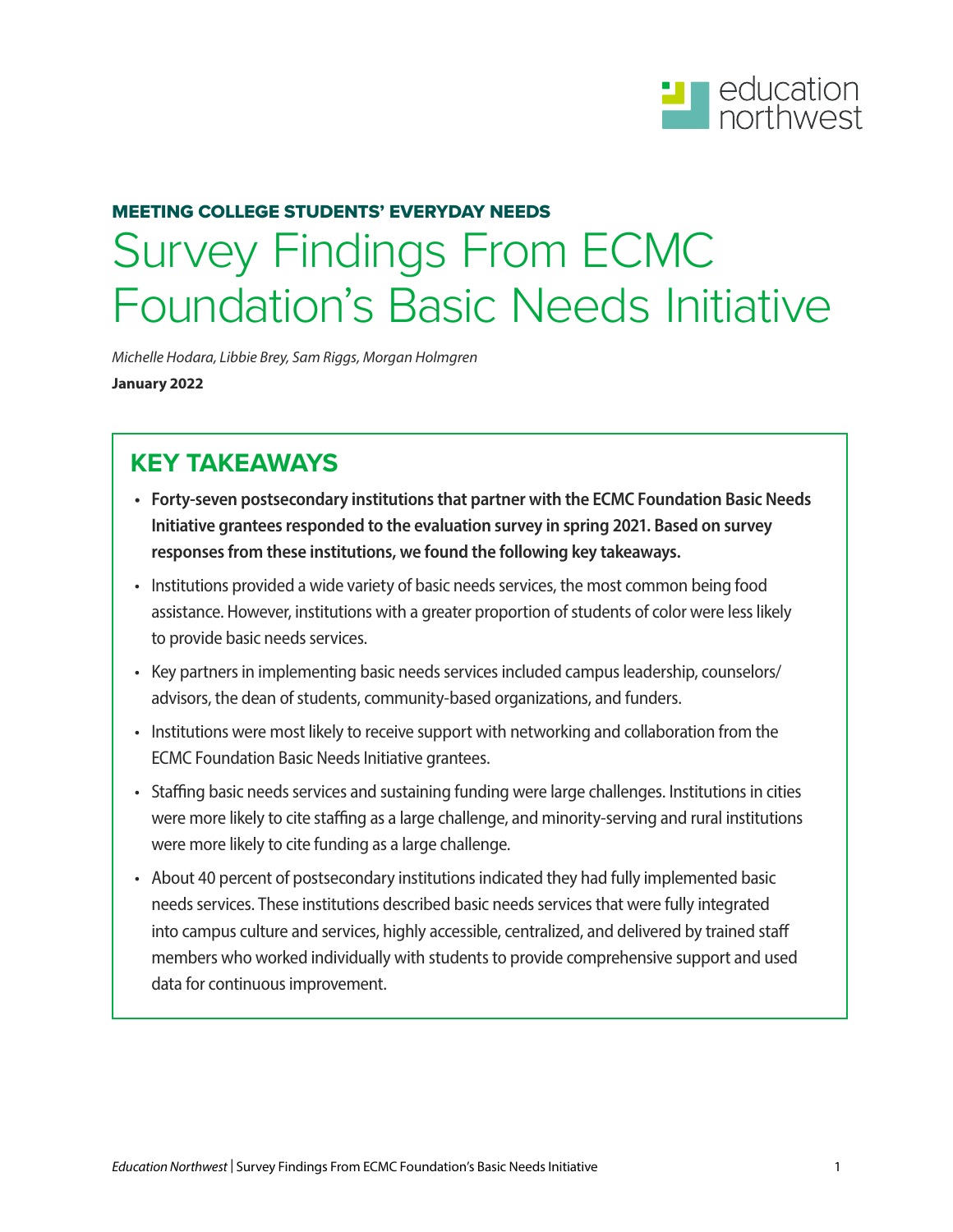MEETING COLLEGE STUDENTS' EVERYDAY NEEDS

# Survey Findings From ECMC Foundation's Basic Needs Initiative

*Michelle Hodara, Libbie Brey, Sam Riggs, Morgan Holmgren*

**January 2022**

## KEY TAKEAWAYS

- **Forty-seven postsecondary institutions that partner with the ECMC Foundation Basic Needs Initiative grantees responded to the evaluation survey in spring 2021. Based on survey responses from these institutions, we found the following key takeaways.**
- Institutions provided a wide variety of basic needs services, the most common being food assistance. However, institutions with a greater proportion of students of color were less likely to provide basic needs services.
- Key partners in implementing basic needs services included campus leadership, counselors/advisors, the dean of students, community-based organizations, and funders.
- Institutions were most likely to receive support with networking and collaboration from the ECMC Foundation Basic Needs Initiative grantees.
- Staffing basic needs services and sustaining funding were large challenges. Institutions in cities were more likely to cite staffing as a large challenge, and minority-serving and rural institutions were more likely to cite funding as a large challenge.
- About 40 percent of postsecondary institutions indicated they had fully implemented basic needs services. These institutions described basic needs services that were fully integrated into campus culture and services, highly accessible, centralized, and delivered by trained staff members who worked individually with students to provide comprehensive support and used data for continuous improvement.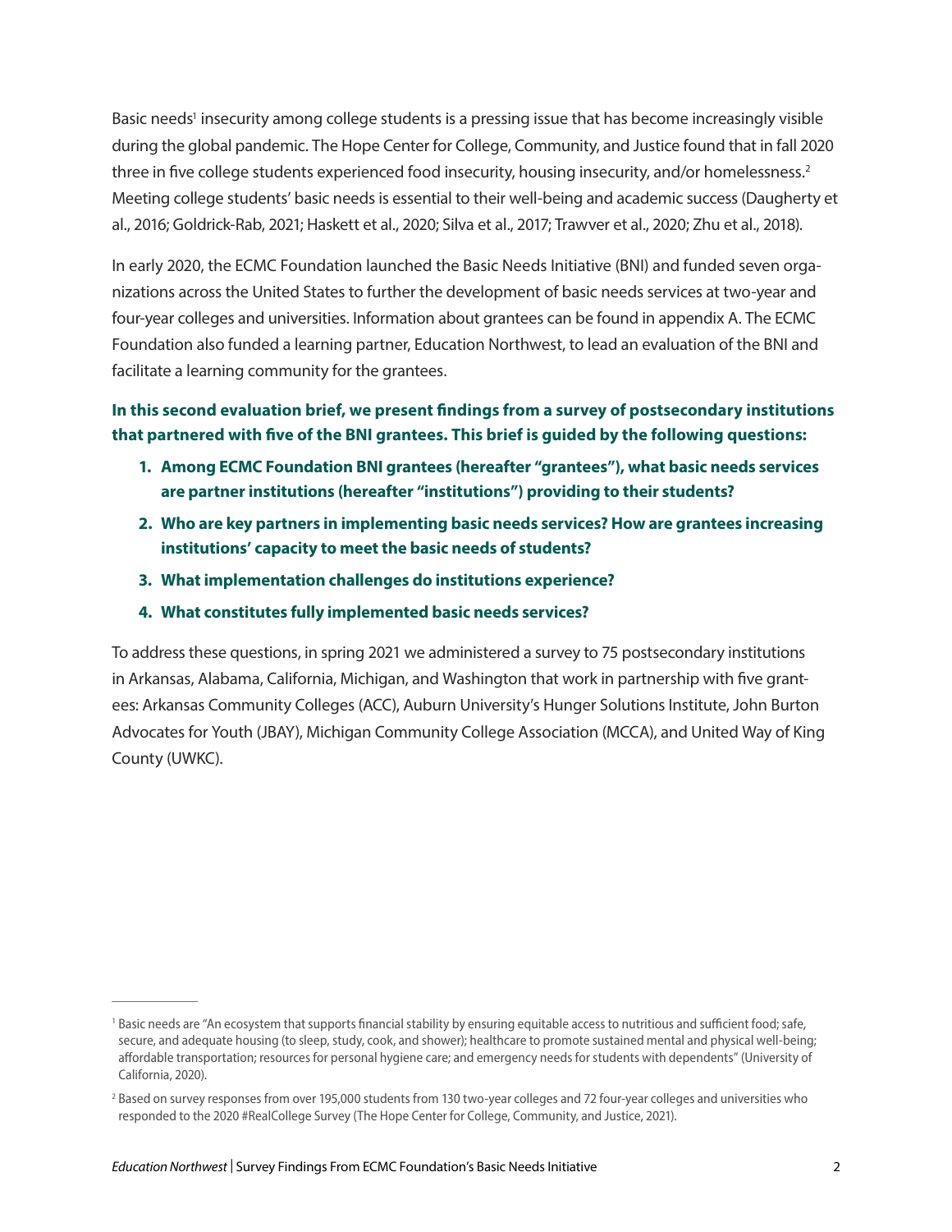Basic needs[1] insecurity among college students is a pressing issue that has become increasingly visible during the global pandemic. The Hope Center for College, Community, and Justice found that in fall 2020 three in five college students experienced food insecurity, housing insecurity, and/or homelessness.[2] Meeting college students' basic needs is essential to their well-being and academic success (Daugherty et al., 2016; Goldrick-Rab, 2021; Haskett et al., 2020; Silva et al., 2017; Trawver et al., 2020; Zhu et al., 2018).

In early 2020, the ECMC Foundation launched the Basic Needs Initiative (BNI) and funded seven organizations across the United States to further the development of basic needs services at two-year and four-year colleges and universities. Information about grantees can be found in appendix A. The ECMC Foundation also funded a learning partner, Education Northwest, to lead an evaluation of the BNI and facilitate a learning community for the grantees.

**In this second evaluation brief, we present findings from a survey of postsecondary institutions that partnered with five of the BNI grantees. This brief is guided by the following questions:**

1. **Among ECMC Foundation BNI grantees (hereafter "grantees"), what basic needs services are partner institutions (hereafter "institutions") providing to their students?**
2. **Who are key partners in implementing basic needs services? How are grantees increasing institutions' capacity to meet the basic needs of students?**
3. **What implementation challenges do institutions experience?**
4. **What constitutes fully implemented basic needs services?**

To address these questions, in spring 2021 we administered a survey to 75 postsecondary institutions in Arkansas, Alabama, California, Michigan, and Washington that work in partnership with five grantees: Arkansas Community Colleges (ACC), Auburn University's Hunger Solutions Institute, John Burton Advocates for Youth (JBAY), Michigan Community College Association (MCCA), and United Way of King County (UWKC).

---

[1] Basic needs are "An ecosystem that supports financial stability by ensuring equitable access to nutritious and sufficient food; safe, secure, and adequate housing (to sleep, study, cook, and shower); healthcare to promote sustained mental and physical well-being; affordable transportation; resources for personal hygiene care; and emergency needs for students with dependents" (University of California, 2020).

[2] Based on survey responses from over 195,000 students from 130 two-year colleges and 72 four-year colleges and universities who responded to the 2020 #RealCollege Survey (The Hope Center for College, Community, and Justice, 2021).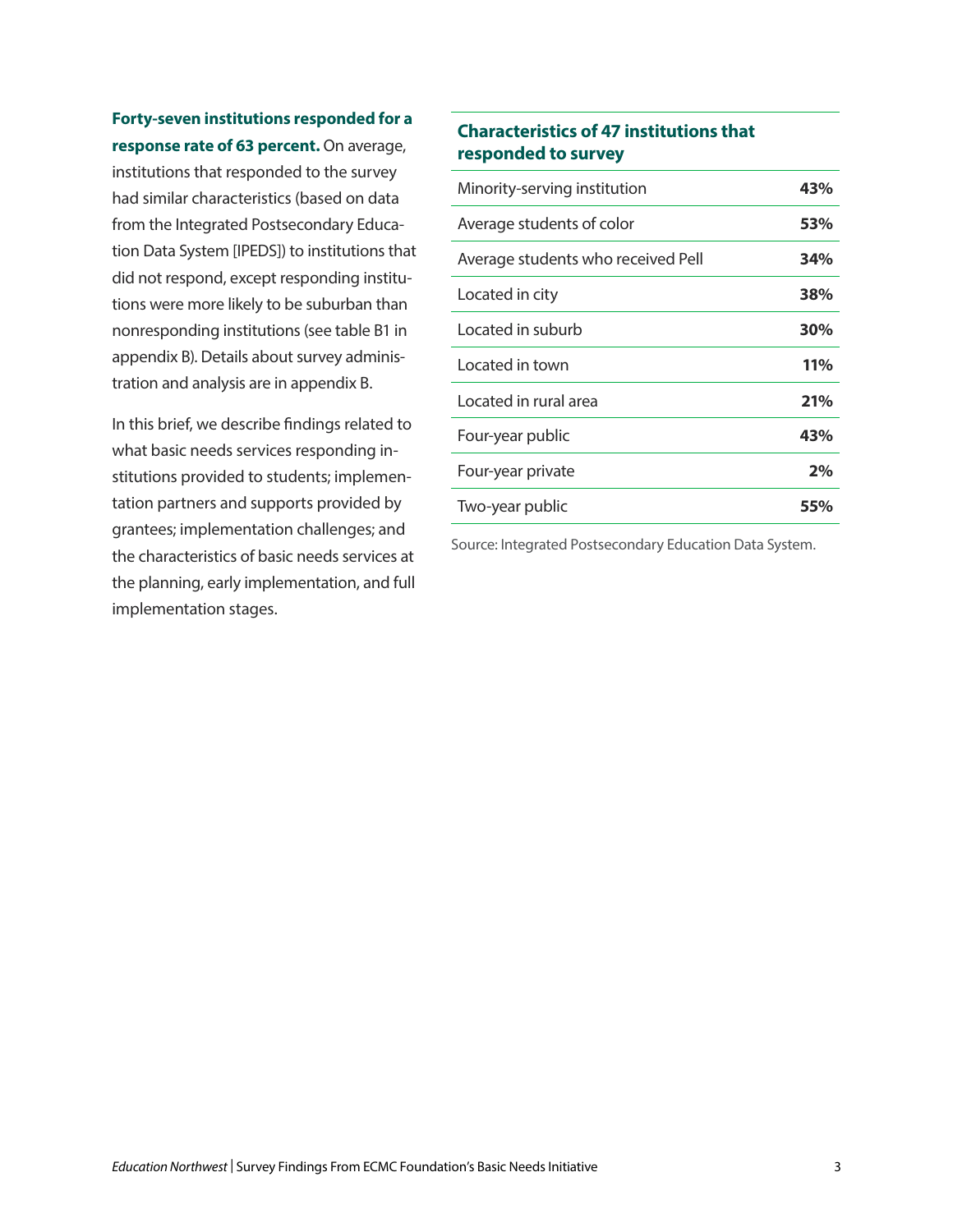**Forty-seven institutions responded for a response rate of 63 percent.** On average, institutions that responded to the survey had similar characteristics (based on data from the Integrated Postsecondary Education Data System [IPEDS]) to institutions that did not respond, except responding institutions were more likely to be suburban than nonresponding institutions (see table B1 in appendix B). Details about survey administration and analysis are in appendix B.

In this brief, we describe findings related to what basic needs services responding institutions provided to students; implementation partners and supports provided by grantees; implementation challenges; and the characteristics of basic needs services at the planning, early implementation, and full implementation stages.

**Characteristics of 47 institutions that responded to survey**

| Characteristic | Percent |
|---|---|
| Minority-serving institution | **43%** |
| Average students of color | **53%** |
| Average students who received Pell | **34%** |
| Located in city | **38%** |
| Located in suburb | **30%** |
| Located in town | **11%** |
| Located in rural area | **21%** |
| Four-year public | **43%** |
| Four-year private | **2%** |
| Two-year public | **55%** |

Source: Integrated Postsecondary Education Data System.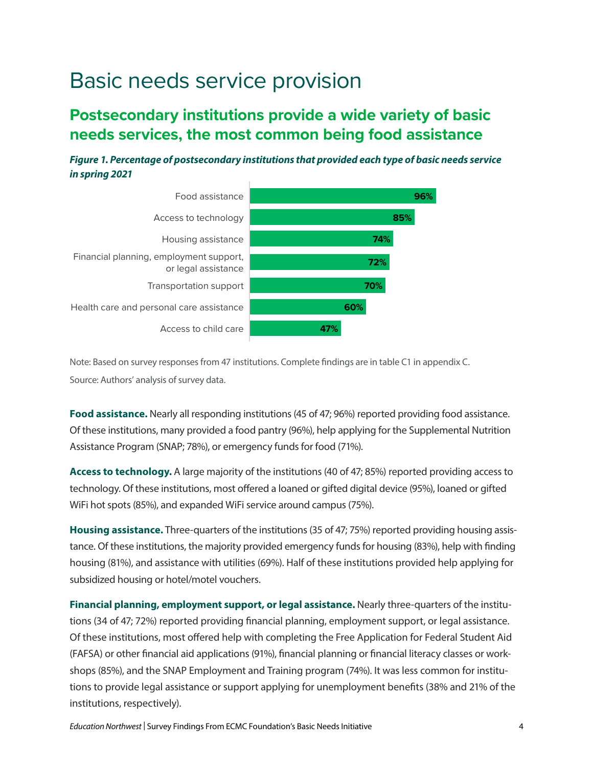# Basic needs service provision

## Postsecondary institutions provide a wide variety of basic needs services, the most common being food assistance

***Figure 1. Percentage of postsecondary institutions that provided each type of basic needs service in spring 2021***

| Service | Percentage |
| --- | --- |
| Food assistance | 96% |
| Access to technology | 85% |
| Housing assistance | 74% |
| Financial planning, employment support, or legal assistance | 72% |
| Transportation support | 70% |
| Health care and personal care assistance | 60% |
| Access to child care | 47% |

Note: Based on survey responses from 47 institutions. Complete findings are in table C1 in appendix C.

Source: Authors' analysis of survey data.

**Food assistance.** Nearly all responding institutions (45 of 47; 96%) reported providing food assistance. Of these institutions, many provided a food pantry (96%), help applying for the Supplemental Nutrition Assistance Program (SNAP; 78%), or emergency funds for food (71%).

**Access to technology.** A large majority of the institutions (40 of 47; 85%) reported providing access to technology. Of these institutions, most offered a loaned or gifted digital device (95%), loaned or gifted WiFi hot spots (85%), and expanded WiFi service around campus (75%).

**Housing assistance.** Three-quarters of the institutions (35 of 47; 75%) reported providing housing assistance. Of these institutions, the majority provided emergency funds for housing (83%), help with finding housing (81%), and assistance with utilities (69%). Half of these institutions provided help applying for subsidized housing or hotel/motel vouchers.

**Financial planning, employment support, or legal assistance.** Nearly three-quarters of the institutions (34 of 47; 72%) reported providing financial planning, employment support, or legal assistance. Of these institutions, most offered help with completing the Free Application for Federal Student Aid (FAFSA) or other financial aid applications (91%), financial planning or financial literacy classes or workshops (85%), and the SNAP Employment and Training program (74%). It was less common for institutions to provide legal assistance or support applying for unemployment benefits (38% and 21% of the institutions, respectively).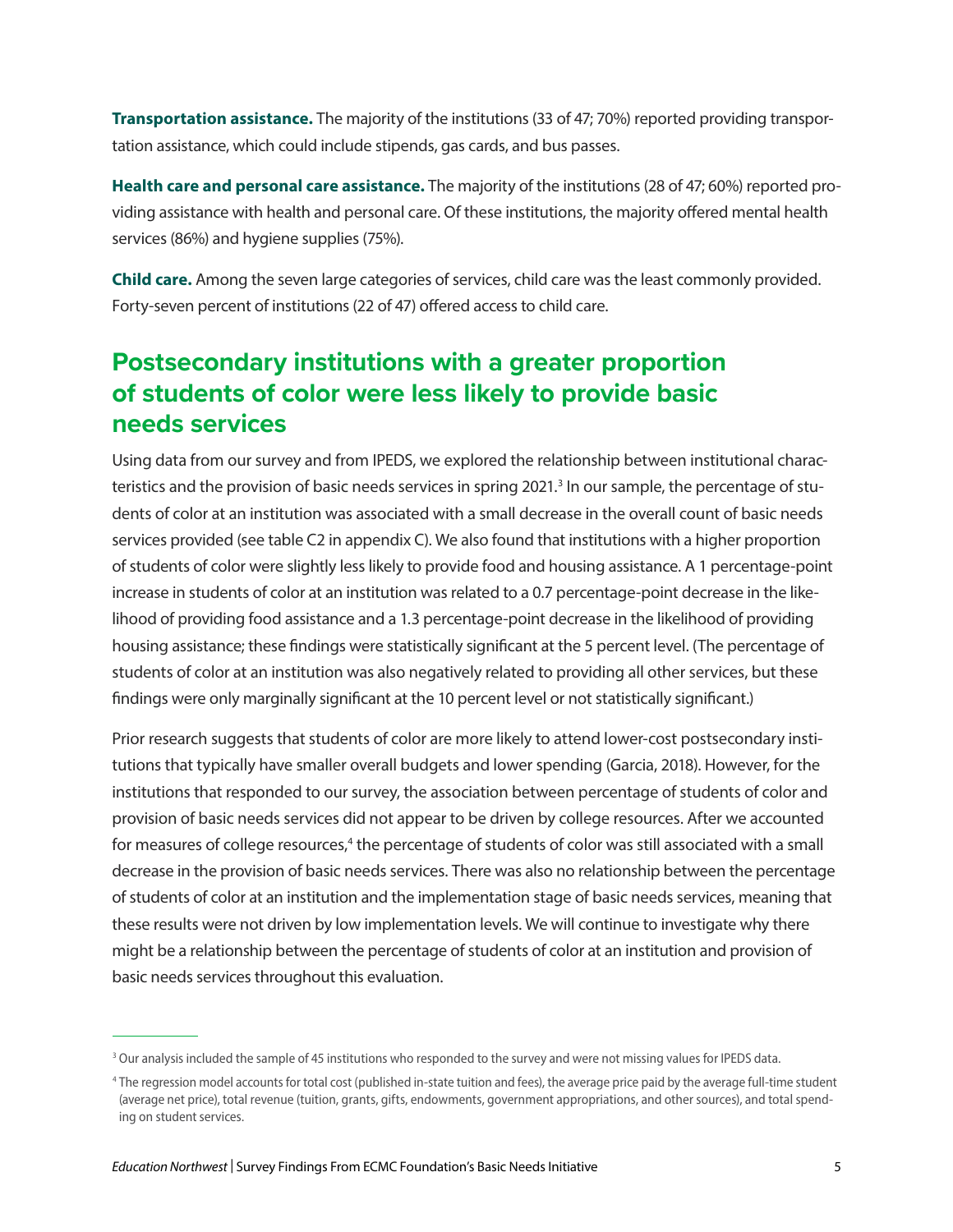**Transportation assistance.** The majority of the institutions (33 of 47; 70%) reported providing transportation assistance, which could include stipends, gas cards, and bus passes.

**Health care and personal care assistance.** The majority of the institutions (28 of 47; 60%) reported providing assistance with health and personal care. Of these institutions, the majority offered mental health services (86%) and hygiene supplies (75%).

**Child care.** Among the seven large categories of services, child care was the least commonly provided. Forty-seven percent of institutions (22 of 47) offered access to child care.

## Postsecondary institutions with a greater proportion of students of color were less likely to provide basic needs services

Using data from our survey and from IPEDS, we explored the relationship between institutional characteristics and the provision of basic needs services in spring 2021.[3] In our sample, the percentage of students of color at an institution was associated with a small decrease in the overall count of basic needs services provided (see table C2 in appendix C). We also found that institutions with a higher proportion of students of color were slightly less likely to provide food and housing assistance. A 1 percentage-point increase in students of color at an institution was related to a 0.7 percentage-point decrease in the likelihood of providing food assistance and a 1.3 percentage-point decrease in the likelihood of providing housing assistance; these findings were statistically significant at the 5 percent level. (The percentage of students of color at an institution was also negatively related to providing all other services, but these findings were only marginally significant at the 10 percent level or not statistically significant.)

Prior research suggests that students of color are more likely to attend lower-cost postsecondary institutions that typically have smaller overall budgets and lower spending (Garcia, 2018). However, for the institutions that responded to our survey, the association between percentage of students of color and provision of basic needs services did not appear to be driven by college resources. After we accounted for measures of college resources,[4] the percentage of students of color was still associated with a small decrease in the provision of basic needs services. There was also no relationship between the percentage of students of color at an institution and the implementation stage of basic needs services, meaning that these results were not driven by low implementation levels. We will continue to investigate why there might be a relationship between the percentage of students of color at an institution and provision of basic needs services throughout this evaluation.

---

[3] Our analysis included the sample of 45 institutions who responded to the survey and were not missing values for IPEDS data.

[4] The regression model accounts for total cost (published in-state tuition and fees), the average price paid by the average full-time student (average net price), total revenue (tuition, grants, gifts, endowments, government appropriations, and other sources), and total spending on student services.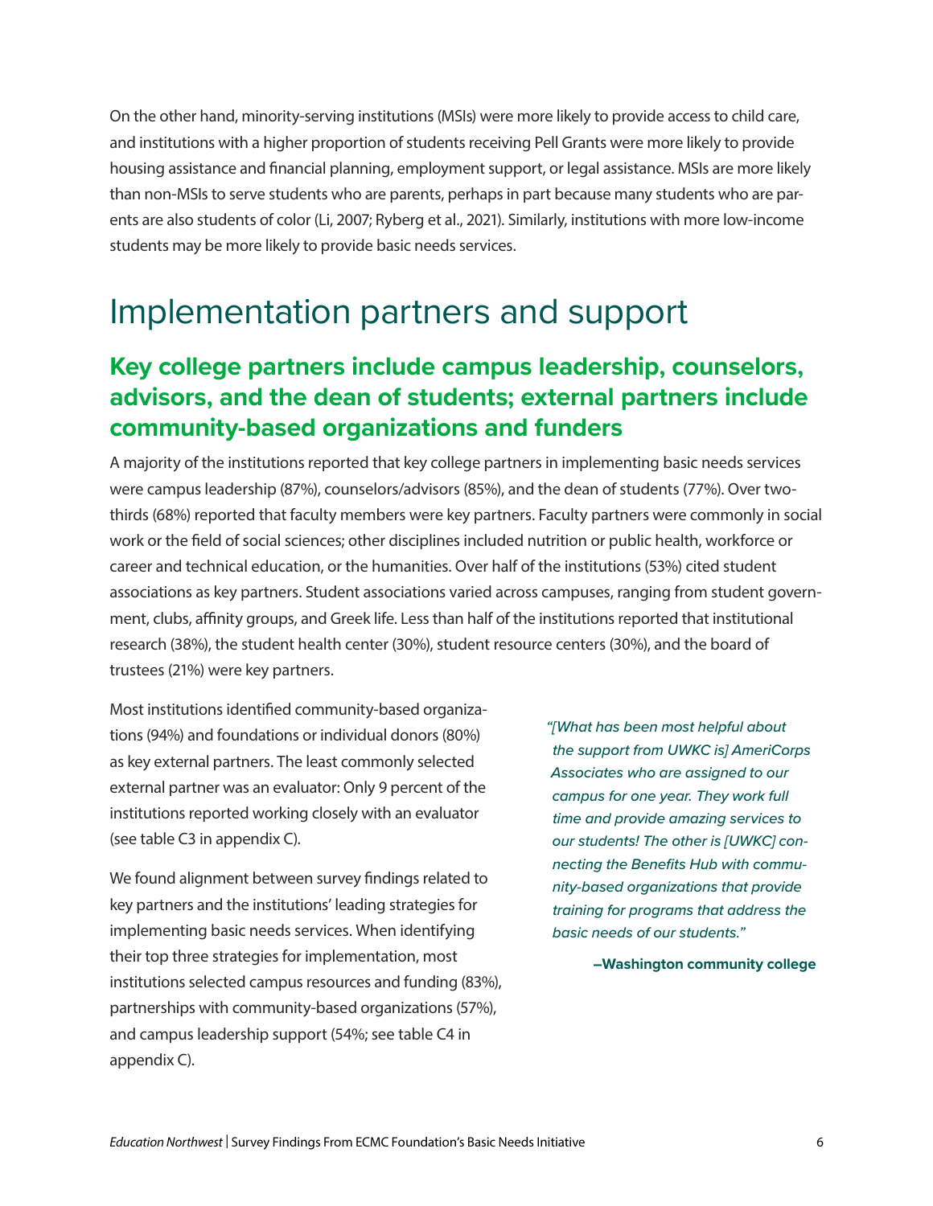On the other hand, minority-serving institutions (MSIs) were more likely to provide access to child care, and institutions with a higher proportion of students receiving Pell Grants were more likely to provide housing assistance and financial planning, employment support, or legal assistance. MSIs are more likely than non-MSIs to serve students who are parents, perhaps in part because many students who are parents are also students of color (Li, 2007; Ryberg et al., 2021). Similarly, institutions with more low-income students may be more likely to provide basic needs services.

# Implementation partners and support

## Key college partners include campus leadership, counselors, advisors, and the dean of students; external partners include community-based organizations and funders

A majority of the institutions reported that key college partners in implementing basic needs services were campus leadership (87%), counselors/advisors (85%), and the dean of students (77%). Over two-thirds (68%) reported that faculty members were key partners. Faculty partners were commonly in social work or the field of social sciences; other disciplines included nutrition or public health, workforce or career and technical education, or the humanities. Over half of the institutions (53%) cited student associations as key partners. Student associations varied across campuses, ranging from student government, clubs, affinity groups, and Greek life. Less than half of the institutions reported that institutional research (38%), the student health center (30%), student resource centers (30%), and the board of trustees (21%) were key partners.

Most institutions identified community-based organizations (94%) and foundations or individual donors (80%) as key external partners. The least commonly selected external partner was an evaluator: Only 9 percent of the institutions reported working closely with an evaluator (see table C3 in appendix C).

We found alignment between survey findings related to key partners and the institutions' leading strategies for implementing basic needs services. When identifying their top three strategies for implementation, most institutions selected campus resources and funding (83%), partnerships with community-based organizations (57%), and campus leadership support (54%; see table C4 in appendix C).

*"[What has been most helpful about the support from UWKC is] AmeriCorps Associates who are assigned to our campus for one year. They work full time and provide amazing services to our students! The other is [UWKC] connecting the Benefits Hub with community-based organizations that provide training for programs that address the basic needs of our students."*

**–Washington community college**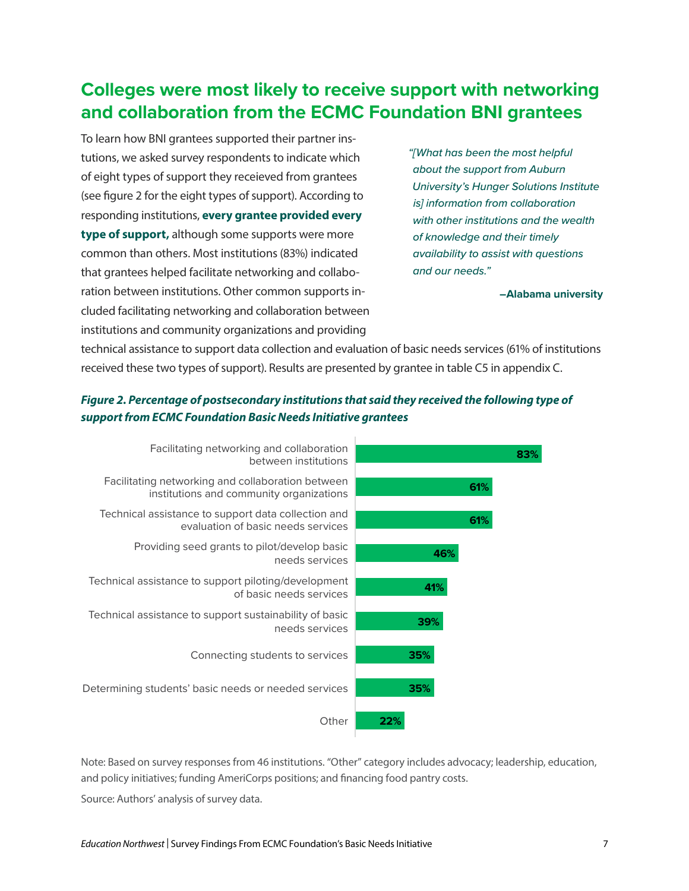## Colleges were most likely to receive support with networking and collaboration from the ECMC Foundation BNI grantees

To learn how BNI grantees supported their partner instutions, we asked survey respondents to indicate which of eight types of support they receieved from grantees (see figure 2 for the eight types of support). According to responding institutions, **every grantee provided every type of support,** although some supports were more common than others. Most institutions (83%) indicated that grantees helped facilitate networking and collaboration between institutions. Other common supports included facilitating networking and collaboration between institutions and community organizations and providing technical assistance to support data collection and evaluation of basic needs services (61% of institutions received these two types of support). Results are presented by grantee in table C5 in appendix C.

> *"[What has been the most helpful about the support from Auburn University's Hunger Solutions Institute is] information from collaboration with other institutions and the wealth of knowledge and their timely availability to assist with questions and our needs."*
>
> **—Alabama university**

***Figure 2. Percentage of postsecondary institutions that said they received the following type of support from ECMC Foundation Basic Needs Initiative grantees***

| Type of support | Percentage |
| --- | --- |
| Facilitating networking and collaboration between institutions | 83% |
| Facilitating networking and collaboration between institutions and community organizations | 61% |
| Technical assistance to support data collection and evaluation of basic needs services | 61% |
| Providing seed grants to pilot/develop basic needs services | 46% |
| Technical assistance to support piloting/development of basic needs services | 41% |
| Technical assistance to support sustainability of basic needs services | 39% |
| Connecting students to services | 35% |
| Determining students' basic needs or needed services | 35% |
| Other | 22% |

Note: Based on survey responses from 46 institutions. "Other" category includes advocacy; leadership, education, and policy initiatives; funding AmeriCorps positions; and financing food pantry costs.

Source: Authors' analysis of survey data.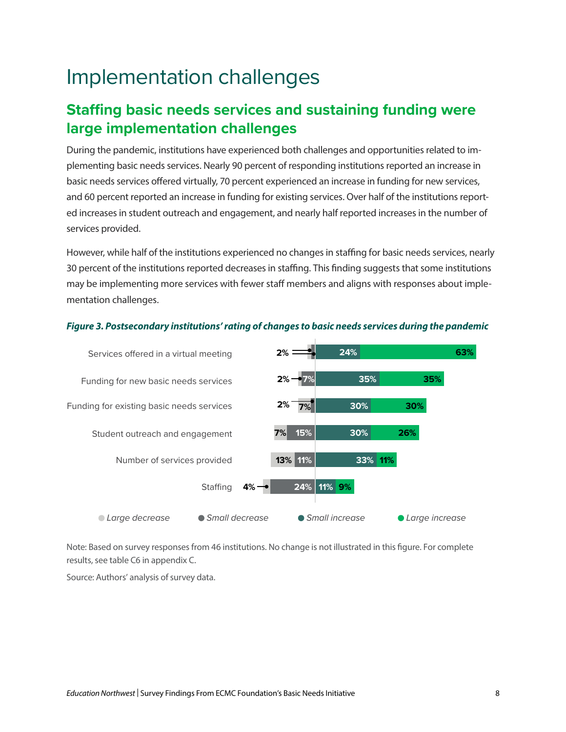# Implementation challenges

## Staffing basic needs services and sustaining funding were large implementation challenges

During the pandemic, institutions have experienced both challenges and opportunities related to implementing basic needs services. Nearly 90 percent of responding institutions reported an increase in basic needs services offered virtually, 70 percent experienced an increase in funding for new services, and 60 percent reported an increase in funding for existing services. Over half of the institutions reported increases in student outreach and engagement, and nearly half reported increases in the number of services provided.

However, while half of the institutions experienced no changes in staffing for basic needs services, nearly 30 percent of the institutions reported decreases in staffing. This finding suggests that some institutions may be implementing more services with fewer staff members and aligns with responses about implementation challenges.

***Figure 3. Postsecondary institutions' rating of changes to basic needs services during the pandemic***

| | Large decrease | Small decrease | Small increase | Large increase |
|---|---|---|---|---|
| Services offered in a virtual meeting | 2% | 2% | 24% | 63% |
| Funding for new basic needs services | 2% | 7% | 35% | 35% |
| Funding for existing basic needs services | 7% | 2% | 30% | 30% |
| Student outreach and engagement | 7% | 15% | 30% | 26% |
| Number of services provided | 13% | 11% | 33% | 11% |
| Staffing | 4% | 24% | 11% | 9% |

Note: Based on survey responses from 46 institutions. No change is not illustrated in this figure. For complete results, see table C6 in appendix C.

Source: Authors' analysis of survey data.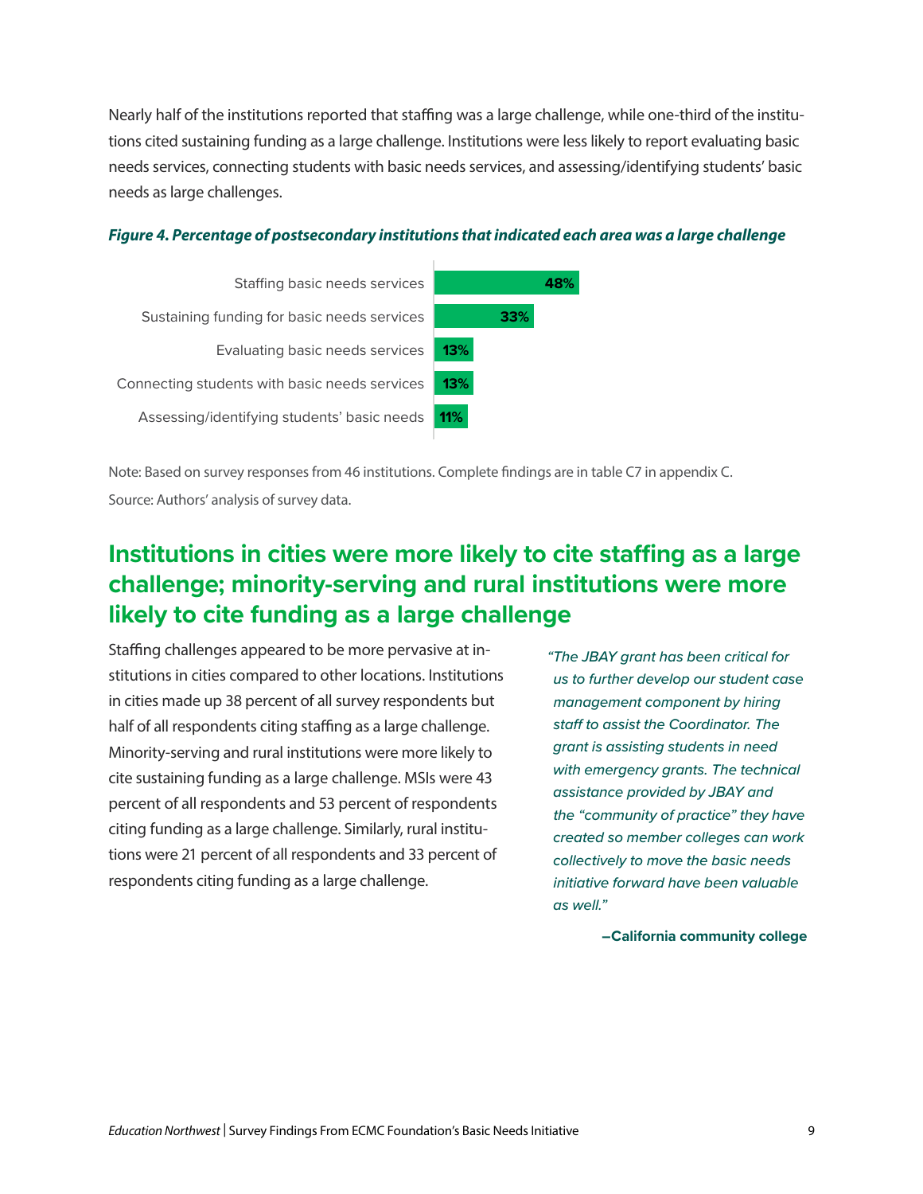Nearly half of the institutions reported that staffing was a large challenge, while one-third of the institutions cited sustaining funding as a large challenge. Institutions were less likely to report evaluating basic needs services, connecting students with basic needs services, and assessing/identifying students' basic needs as large challenges.

***Figure 4. Percentage of postsecondary institutions that indicated each area was a large challenge***

| Area | Percentage |
| --- | --- |
| Staffing basic needs services | 48% |
| Sustaining funding for basic needs services | 33% |
| Evaluating basic needs services | 13% |
| Connecting students with basic needs services | 13% |
| Assessing/identifying students' basic needs | 11% |

Note: Based on survey responses from 46 institutions. Complete findings are in table C7 in appendix C.

Source: Authors' analysis of survey data.

## Institutions in cities were more likely to cite staffing as a large challenge; minority-serving and rural institutions were more likely to cite funding as a large challenge

Staffing challenges appeared to be more pervasive at institutions in cities compared to other locations. Institutions in cities made up 38 percent of all survey respondents but half of all respondents citing staffing as a large challenge. Minority-serving and rural institutions were more likely to cite sustaining funding as a large challenge. MSIs were 43 percent of all respondents and 53 percent of respondents citing funding as a large challenge. Similarly, rural institutions were 21 percent of all respondents and 33 percent of respondents citing funding as a large challenge.

*"The JBAY grant has been critical for us to further develop our student case management component by hiring staff to assist the Coordinator. The grant is assisting students in need with emergency grants. The technical assistance provided by JBAY and the "community of practice" they have created so member colleges can work collectively to move the basic needs initiative forward have been valuable as well."*

**–California community college**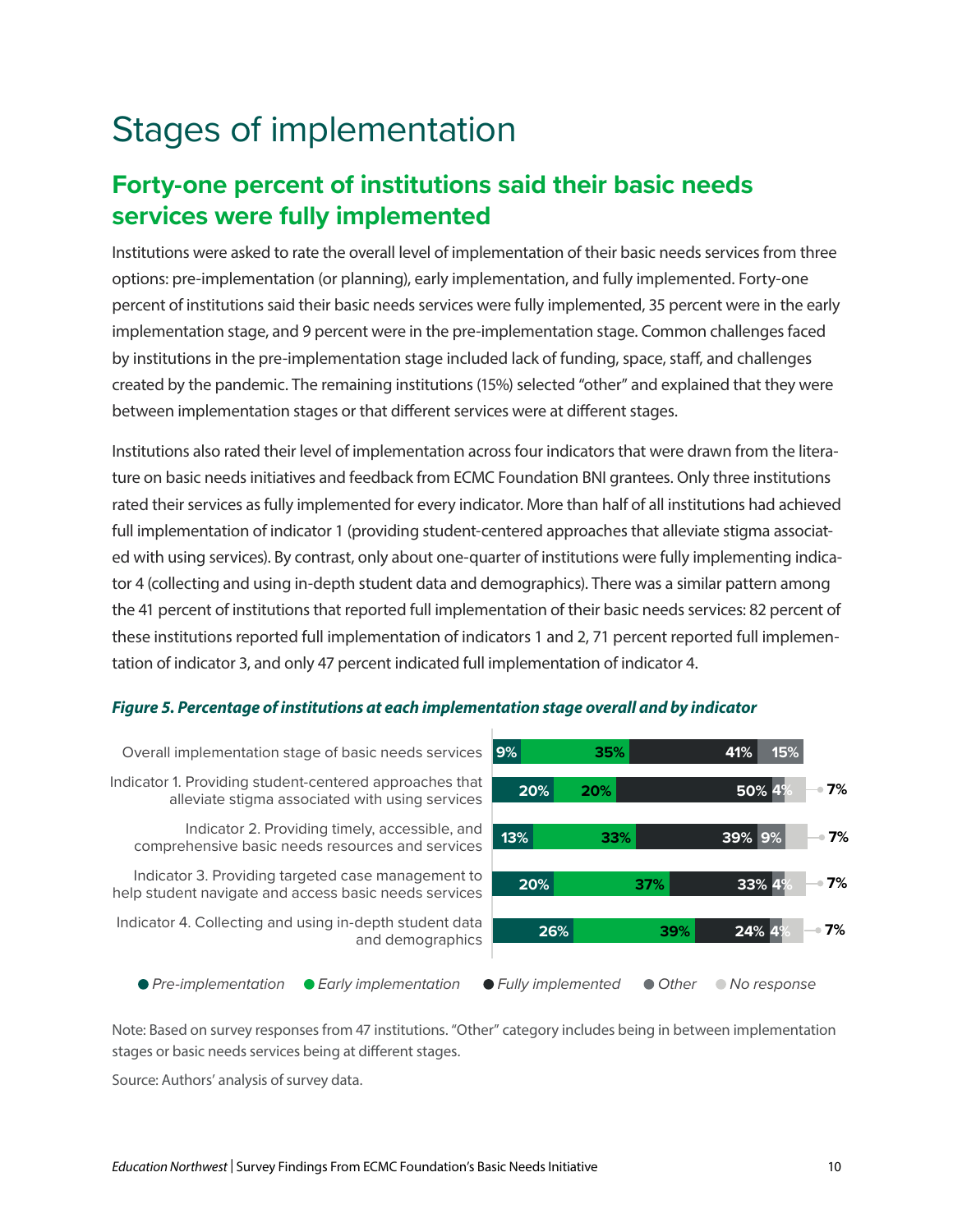# Stages of implementation

## Forty-one percent of institutions said their basic needs services were fully implemented

Institutions were asked to rate the overall level of implementation of their basic needs services from three options: pre-implementation (or planning), early implementation, and fully implemented. Forty-one percent of institutions said their basic needs services were fully implemented, 35 percent were in the early implementation stage, and 9 percent were in the pre-implementation stage. Common challenges faced by institutions in the pre-implementation stage included lack of funding, space, staff, and challenges created by the pandemic. The remaining institutions (15%) selected "other" and explained that they were between implementation stages or that different services were at different stages.

Institutions also rated their level of implementation across four indicators that were drawn from the literature on basic needs initiatives and feedback from ECMC Foundation BNI grantees. Only three institutions rated their services as fully implemented for every indicator. More than half of all institutions had achieved full implementation of indicator 1 (providing student-centered approaches that alleviate stigma associated with using services). By contrast, only about one-quarter of institutions were fully implementing indicator 4 (collecting and using in-depth student data and demographics). There was a similar pattern among the 41 percent of institutions that reported full implementation of their basic needs services: 82 percent of these institutions reported full implementation of indicators 1 and 2, 71 percent reported full implementation of indicator 3, and only 47 percent indicated full implementation of indicator 4.

***Figure 5. Percentage of institutions at each implementation stage overall and by indicator***

| | Pre-implementation | Early implementation | Fully implemented | Other | No response |
|---|---|---|---|---|---|
| Overall implementation stage of basic needs services | 9% | 35% | 41% | 15% | |
| Indicator 1. Providing student-centered approaches that alleviate stigma associated with using services | 20% | 20% | 50% | 4% | 7% |
| Indicator 2. Providing timely, accessible, and comprehensive basic needs resources and services | 13% | 33% | 39% | 9% | 7% |
| Indicator 3. Providing targeted case management to help student navigate and access basic needs services | 20% | 37% | 33% | 4% | 7% |
| Indicator 4. Collecting and using in-depth student data and demographics | 26% | 39% | 24% | 4% | 7% |

Note: Based on survey responses from 47 institutions. "Other" category includes being in between implementation stages or basic needs services being at different stages.

Source: Authors' analysis of survey data.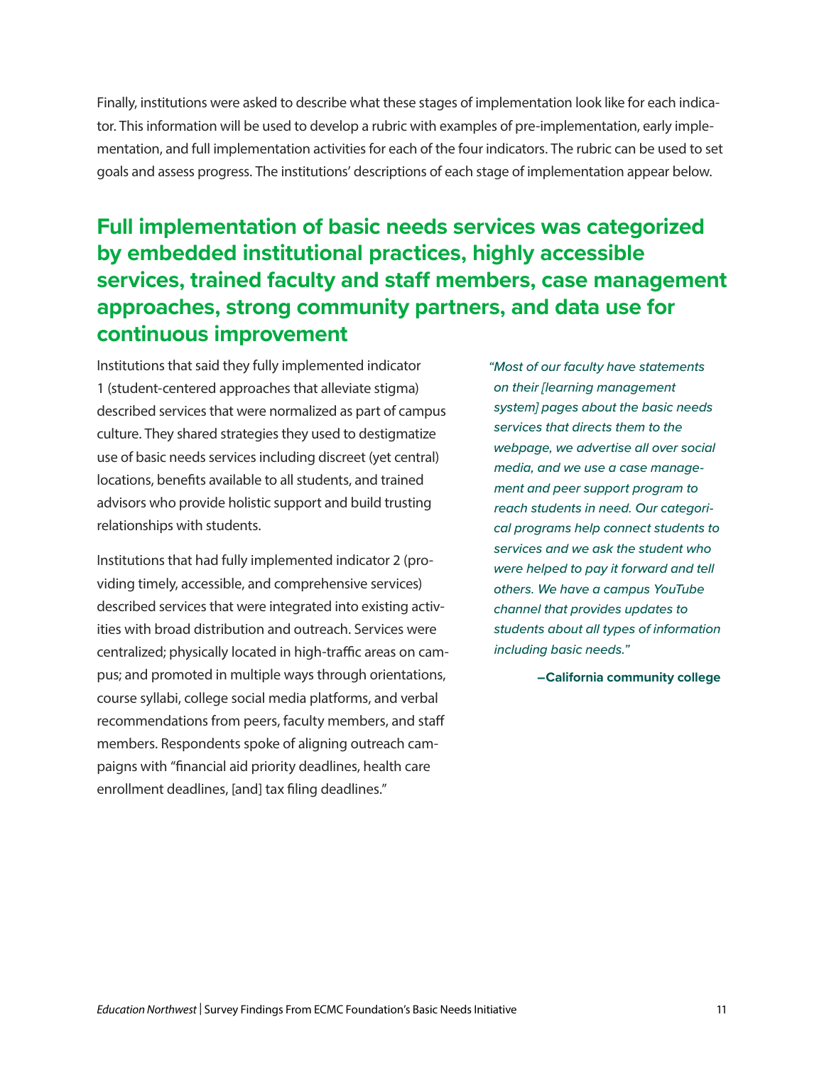Finally, institutions were asked to describe what these stages of implementation look like for each indicator. This information will be used to develop a rubric with examples of pre-implementation, early implementation, and full implementation activities for each of the four indicators. The rubric can be used to set goals and assess progress. The institutions' descriptions of each stage of implementation appear below.

## Full implementation of basic needs services was categorized by embedded institutional practices, highly accessible services, trained faculty and staff members, case management approaches, strong community partners, and data use for continuous improvement

Institutions that said they fully implemented indicator 1 (student-centered approaches that alleviate stigma) described services that were normalized as part of campus culture. They shared strategies they used to destigmatize use of basic needs services including discreet (yet central) locations, benefits available to all students, and trained advisors who provide holistic support and build trusting relationships with students.

Institutions that had fully implemented indicator 2 (providing timely, accessible, and comprehensive services) described services that were integrated into existing activities with broad distribution and outreach. Services were centralized; physically located in high-traffic areas on campus; and promoted in multiple ways through orientations, course syllabi, college social media platforms, and verbal recommendations from peers, faculty members, and staff members. Respondents spoke of aligning outreach campaigns with "financial aid priority deadlines, health care enrollment deadlines, [and] tax filing deadlines."

> *"Most of our faculty have statements on their [learning management system] pages about the basic needs services that directs them to the webpage, we advertise all over social media, and we use a case management and peer support program to reach students in need. Our categorical programs help connect students to services and we ask the student who were helped to pay it forward and tell others. We have a campus YouTube channel that provides updates to students about all types of information including basic needs."*
>
> **—California community college**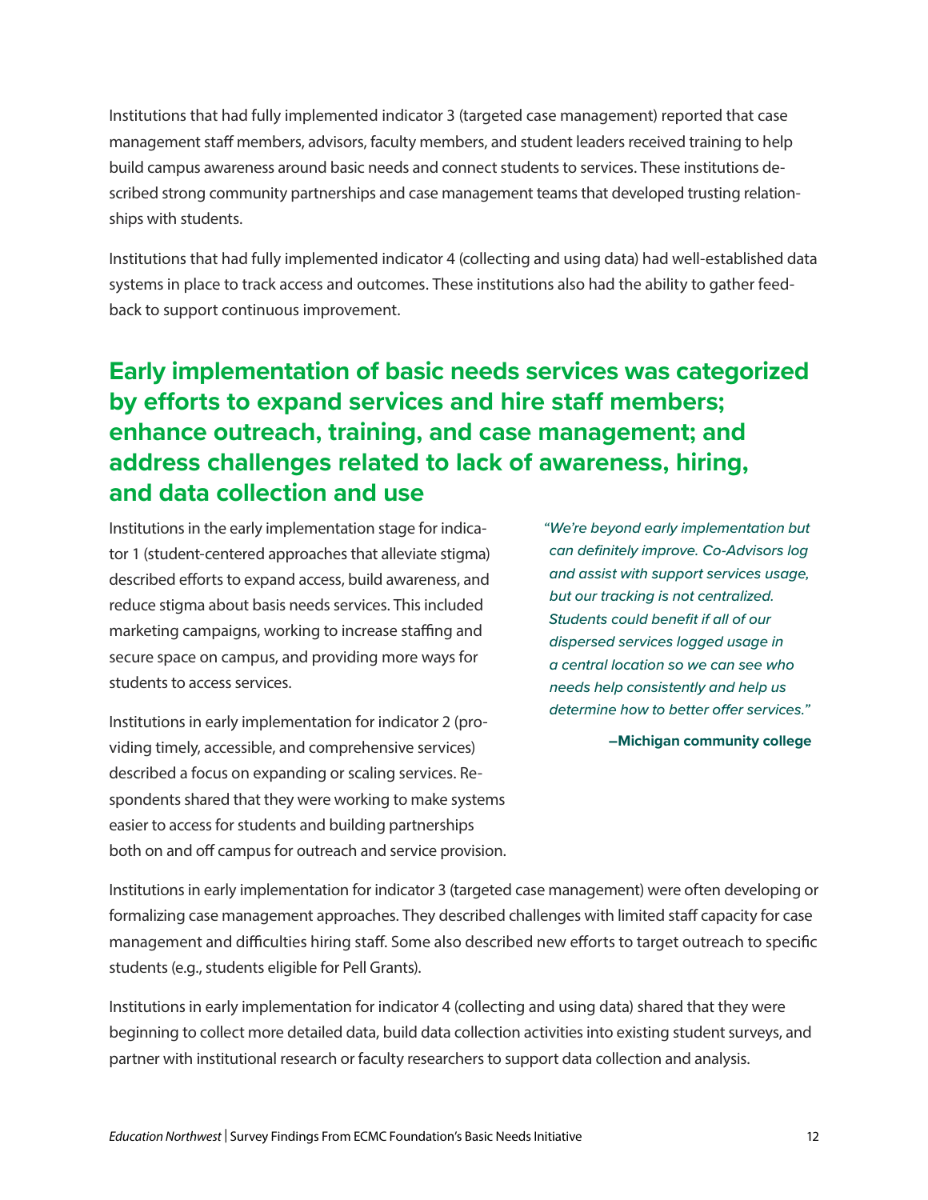Institutions that had fully implemented indicator 3 (targeted case management) reported that case management staff members, advisors, faculty members, and student leaders received training to help build campus awareness around basic needs and connect students to services. These institutions described strong community partnerships and case management teams that developed trusting relationships with students.

Institutions that had fully implemented indicator 4 (collecting and using data) had well-established data systems in place to track access and outcomes. These institutions also had the ability to gather feedback to support continuous improvement.

## Early implementation of basic needs services was categorized by efforts to expand services and hire staff members; enhance outreach, training, and case management; and address challenges related to lack of awareness, hiring, and data collection and use

Institutions in the early implementation stage for indicator 1 (student-centered approaches that alleviate stigma) described efforts to expand access, build awareness, and reduce stigma about basis needs services. This included marketing campaigns, working to increase staffing and secure space on campus, and providing more ways for students to access services.

Institutions in early implementation for indicator 2 (providing timely, accessible, and comprehensive services) described a focus on expanding or scaling services. Respondents shared that they were working to make systems easier to access for students and building partnerships both on and off campus for outreach and service provision.

> *"We're beyond early implementation but can definitely improve. Co-Advisors log and assist with support services usage, but our tracking is not centralized. Students could benefit if all of our dispersed services logged usage in a central location so we can see who needs help consistently and help us determine how to better offer services."*
>
> **–Michigan community college**

Institutions in early implementation for indicator 3 (targeted case management) were often developing or formalizing case management approaches. They described challenges with limited staff capacity for case management and difficulties hiring staff. Some also described new efforts to target outreach to specific students (e.g., students eligible for Pell Grants).

Institutions in early implementation for indicator 4 (collecting and using data) shared that they were beginning to collect more detailed data, build data collection activities into existing student surveys, and partner with institutional research or faculty researchers to support data collection and analysis.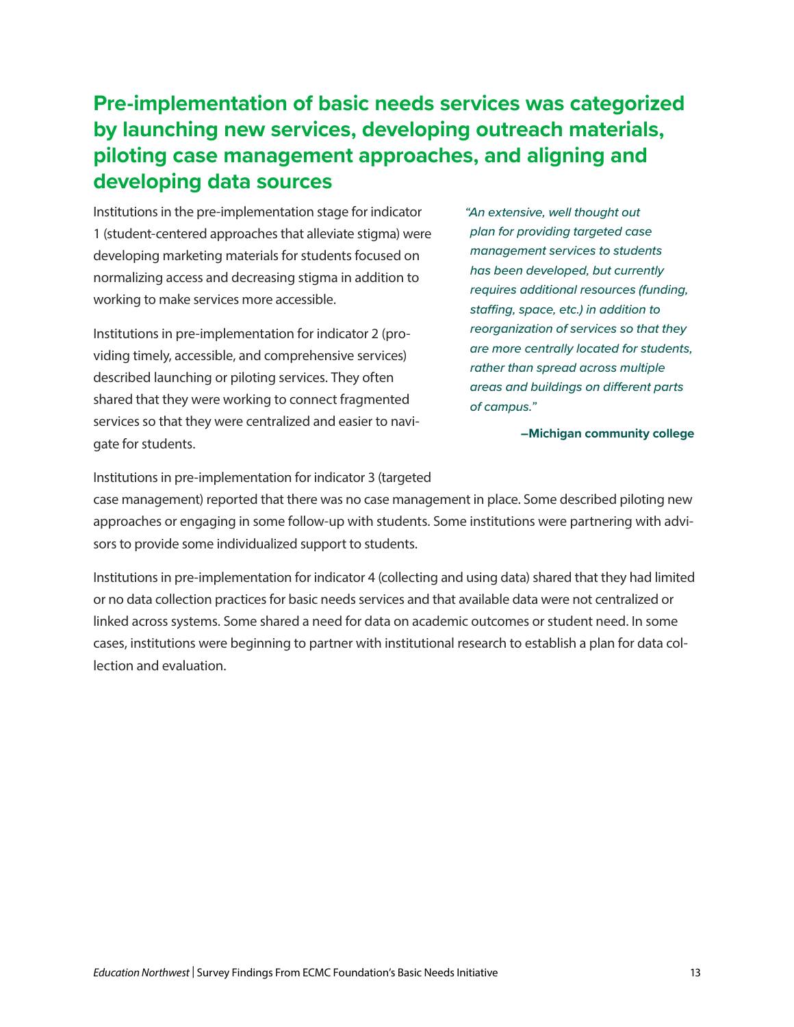## Pre-implementation of basic needs services was categorized by launching new services, developing outreach materials, piloting case management approaches, and aligning and developing data sources

Institutions in the pre-implementation stage for indicator 1 (student-centered approaches that alleviate stigma) were developing marketing materials for students focused on normalizing access and decreasing stigma in addition to working to make services more accessible.

Institutions in pre-implementation for indicator 2 (providing timely, accessible, and comprehensive services) described launching or piloting services. They often shared that they were working to connect fragmented services so that they were centralized and easier to navigate for students.

> *"An extensive, well thought out plan for providing targeted case management services to students has been developed, but currently requires additional resources (funding, staffing, space, etc.) in addition to reorganization of services so that they are more centrally located for students, rather than spread across multiple areas and buildings on different parts of campus."*
>
> **–Michigan community college**

Institutions in pre-implementation for indicator 3 (targeted case management) reported that there was no case management in place. Some described piloting new approaches or engaging in some follow-up with students. Some institutions were partnering with advisors to provide some individualized support to students.

Institutions in pre-implementation for indicator 4 (collecting and using data) shared that they had limited or no data collection practices for basic needs services and that available data were not centralized or linked across systems. Some shared a need for data on academic outcomes or student need. In some cases, institutions were beginning to partner with institutional research to establish a plan for data collection and evaluation.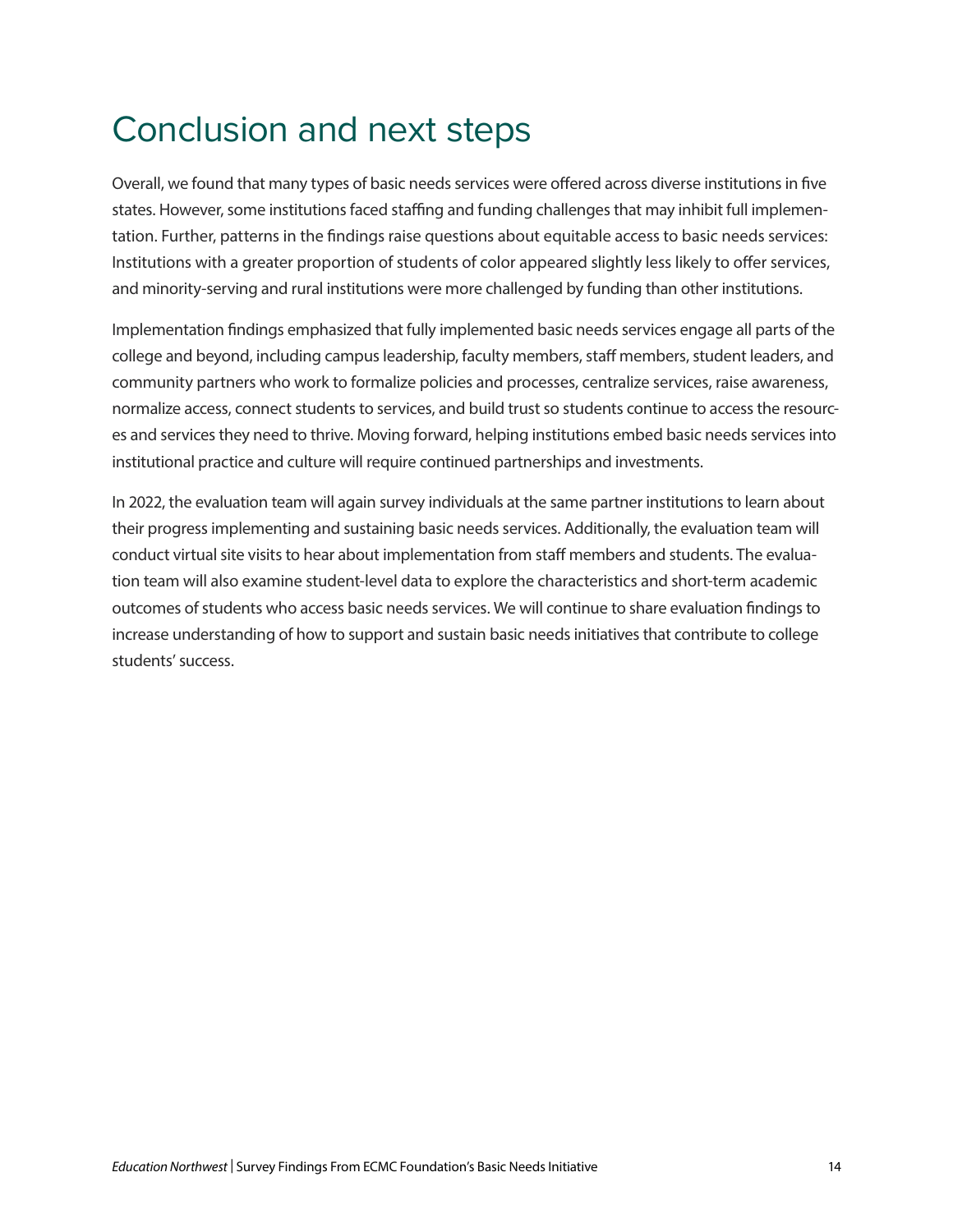# Conclusion and next steps

Overall, we found that many types of basic needs services were offered across diverse institutions in five states. However, some institutions faced staffing and funding challenges that may inhibit full implementation. Further, patterns in the findings raise questions about equitable access to basic needs services: Institutions with a greater proportion of students of color appeared slightly less likely to offer services, and minority-serving and rural institutions were more challenged by funding than other institutions.

Implementation findings emphasized that fully implemented basic needs services engage all parts of the college and beyond, including campus leadership, faculty members, staff members, student leaders, and community partners who work to formalize policies and processes, centralize services, raise awareness, normalize access, connect students to services, and build trust so students continue to access the resources and services they need to thrive. Moving forward, helping institutions embed basic needs services into institutional practice and culture will require continued partnerships and investments.

In 2022, the evaluation team will again survey individuals at the same partner institutions to learn about their progress implementing and sustaining basic needs services. Additionally, the evaluation team will conduct virtual site visits to hear about implementation from staff members and students. The evaluation team will also examine student-level data to explore the characteristics and short-term academic outcomes of students who access basic needs services. We will continue to share evaluation findings to increase understanding of how to support and sustain basic needs initiatives that contribute to college students' success.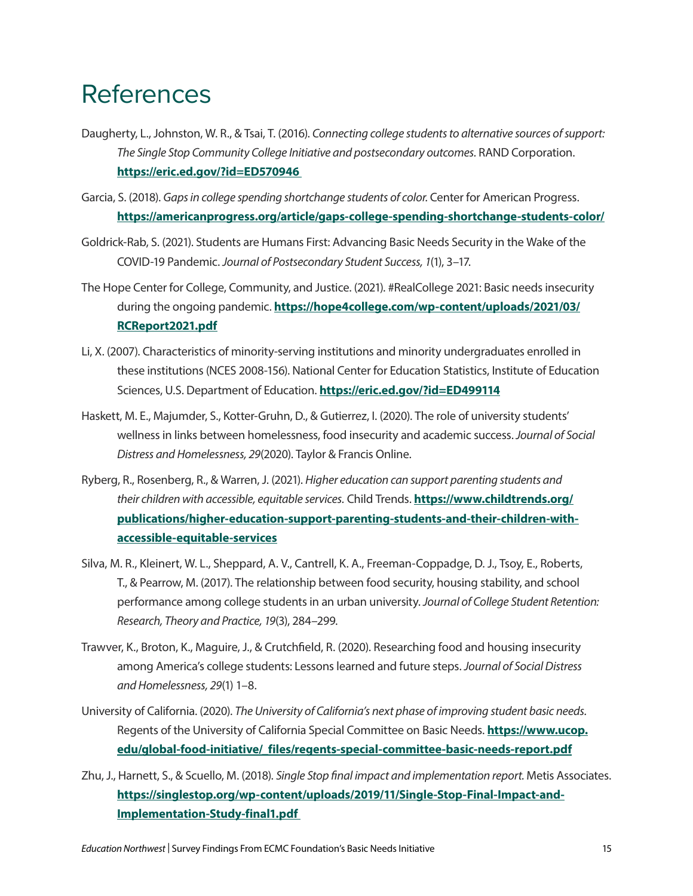# References

Daugherty, L., Johnston, W. R., & Tsai, T. (2016). *Connecting college students to alternative sources of support: The Single Stop Community College Initiative and postsecondary outcomes.* RAND Corporation. **https://eric.ed.gov/?id=ED570946**

Garcia, S. (2018). *Gaps in college spending shortchange students of color.* Center for American Progress. **https://americanprogress.org/article/gaps-college-spending-shortchange-students-color/**

Goldrick-Rab, S. (2021). Students are Humans First: Advancing Basic Needs Security in the Wake of the COVID-19 Pandemic. *Journal of Postsecondary Student Success, 1*(1), 3–17.

The Hope Center for College, Community, and Justice. (2021). #RealCollege 2021: Basic needs insecurity during the ongoing pandemic. **https://hope4college.com/wp-content/uploads/2021/03/RCReport2021.pdf**

Li, X. (2007). Characteristics of minority-serving institutions and minority undergraduates enrolled in these institutions (NCES 2008-156). National Center for Education Statistics, Institute of Education Sciences, U.S. Department of Education. **https://eric.ed.gov/?id=ED499114**

Haskett, M. E., Majumder, S., Kotter-Gruhn, D., & Gutierrez, I. (2020). The role of university students' wellness in links between homelessness, food insecurity and academic success. *Journal of Social Distress and Homelessness, 29*(2020). Taylor & Francis Online.

Ryberg, R., Rosenberg, R., & Warren, J. (2021). *Higher education can support parenting students and their children with accessible, equitable services.* Child Trends. **https://www.childtrends.org/publications/higher-education-support-parenting-students-and-their-children-with-accessible-equitable-services**

Silva, M. R., Kleinert, W. L., Sheppard, A. V., Cantrell, K. A., Freeman-Coppadge, D. J., Tsoy, E., Roberts, T., & Pearrow, M. (2017). The relationship between food security, housing stability, and school performance among college students in an urban university. *Journal of College Student Retention: Research, Theory and Practice, 19*(3), 284–299.

Trawver, K., Broton, K., Maguire, J., & Crutchfield, R. (2020). Researching food and housing insecurity among America's college students: Lessons learned and future steps. *Journal of Social Distress and Homelessness, 29*(1) 1–8.

University of California. (2020). *The University of California's next phase of improving student basic needs.* Regents of the University of California Special Committee on Basic Needs. **https://www.ucop.edu/global-food-initiative/_files/regents-special-committee-basic-needs-report.pdf**

Zhu, J., Harnett, S., & Scuello, M. (2018). *Single Stop final impact and implementation report.* Metis Associates. **https://singlestop.org/wp-content/uploads/2019/11/Single-Stop-Final-Impact-and-Implementation-Study-final1.pdf**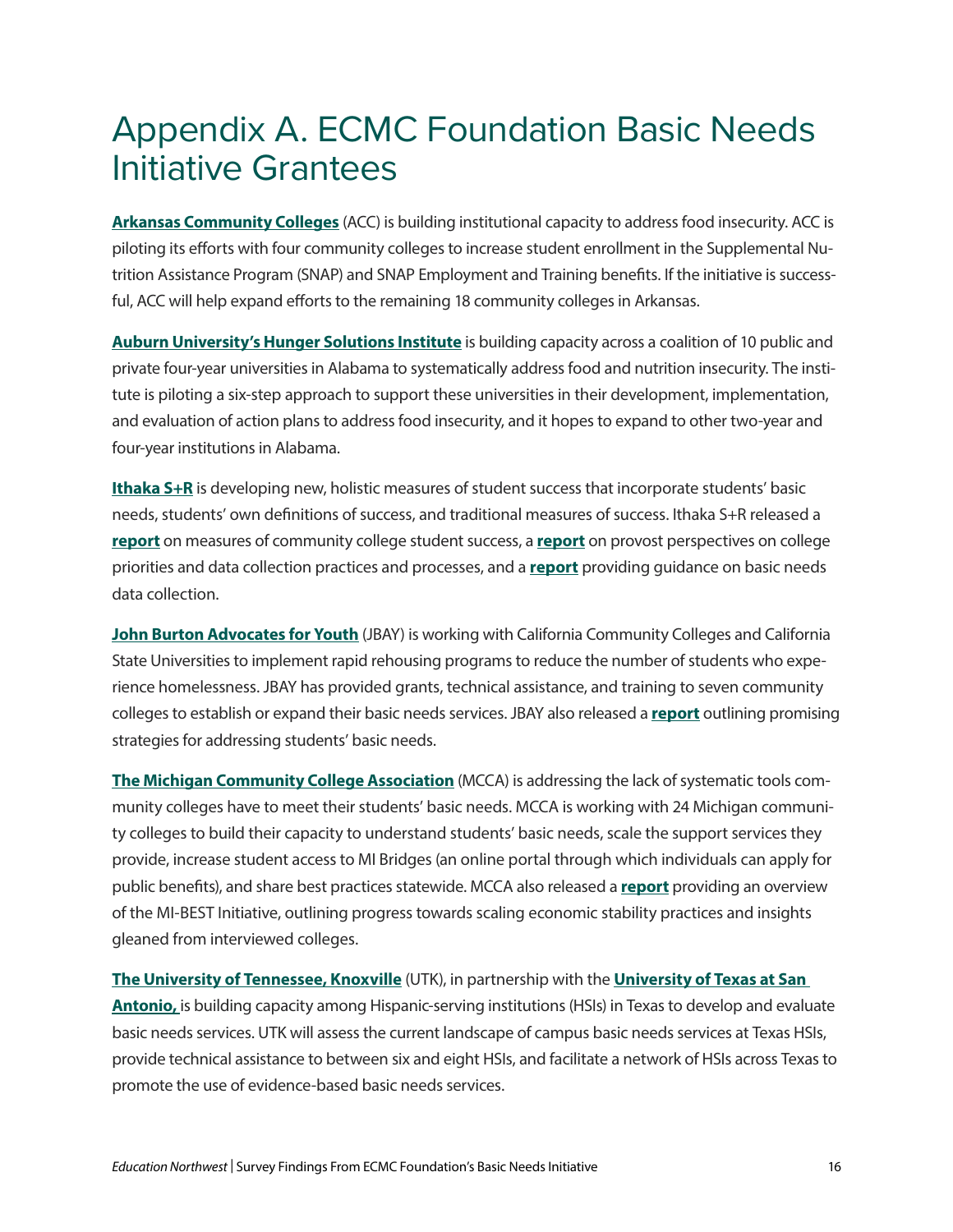# Appendix A. ECMC Foundation Basic Needs Initiative Grantees

**Arkansas Community Colleges** (ACC) is building institutional capacity to address food insecurity. ACC is piloting its efforts with four community colleges to increase student enrollment in the Supplemental Nutrition Assistance Program (SNAP) and SNAP Employment and Training benefits. If the initiative is successful, ACC will help expand efforts to the remaining 18 community colleges in Arkansas.

**Auburn University's Hunger Solutions Institute** is building capacity across a coalition of 10 public and private four-year universities in Alabama to systematically address food and nutrition insecurity. The institute is piloting a six-step approach to support these universities in their development, implementation, and evaluation of action plans to address food insecurity, and it hopes to expand to other two-year and four-year institutions in Alabama.

**Ithaka S+R** is developing new, holistic measures of student success that incorporate students' basic needs, students' own definitions of success, and traditional measures of success. Ithaka S+R released a **report** on measures of community college student success, a **report** on provost perspectives on college priorities and data collection practices and processes, and a **report** providing guidance on basic needs data collection.

**John Burton Advocates for Youth** (JBAY) is working with California Community Colleges and California State Universities to implement rapid rehousing programs to reduce the number of students who experience homelessness. JBAY has provided grants, technical assistance, and training to seven community colleges to establish or expand their basic needs services. JBAY also released a **report** outlining promising strategies for addressing students' basic needs.

**The Michigan Community College Association** (MCCA) is addressing the lack of systematic tools community colleges have to meet their students' basic needs. MCCA is working with 24 Michigan community colleges to build their capacity to understand students' basic needs, scale the support services they provide, increase student access to MI Bridges (an online portal through which individuals can apply for public benefits), and share best practices statewide. MCCA also released a **report** providing an overview of the MI-BEST Initiative, outlining progress towards scaling economic stability practices and insights gleaned from interviewed colleges.

**The University of Tennessee, Knoxville** (UTK), in partnership with the **University of Texas at San Antonio,** is building capacity among Hispanic-serving institutions (HSIs) in Texas to develop and evaluate basic needs services. UTK will assess the current landscape of campus basic needs services at Texas HSIs, provide technical assistance to between six and eight HSIs, and facilitate a network of HSIs across Texas to promote the use of evidence-based basic needs services.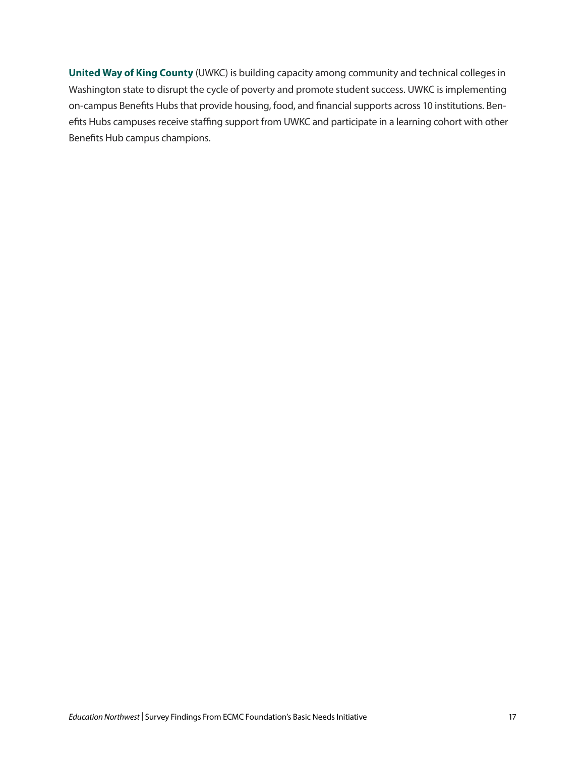**United Way of King County** (UWKC) is building capacity among community and technical colleges in Washington state to disrupt the cycle of poverty and promote student success. UWKC is implementing on-campus Benefits Hubs that provide housing, food, and financial supports across 10 institutions. Benefits Hubs campuses receive staffing support from UWKC and participate in a learning cohort with other Benefits Hub campus champions.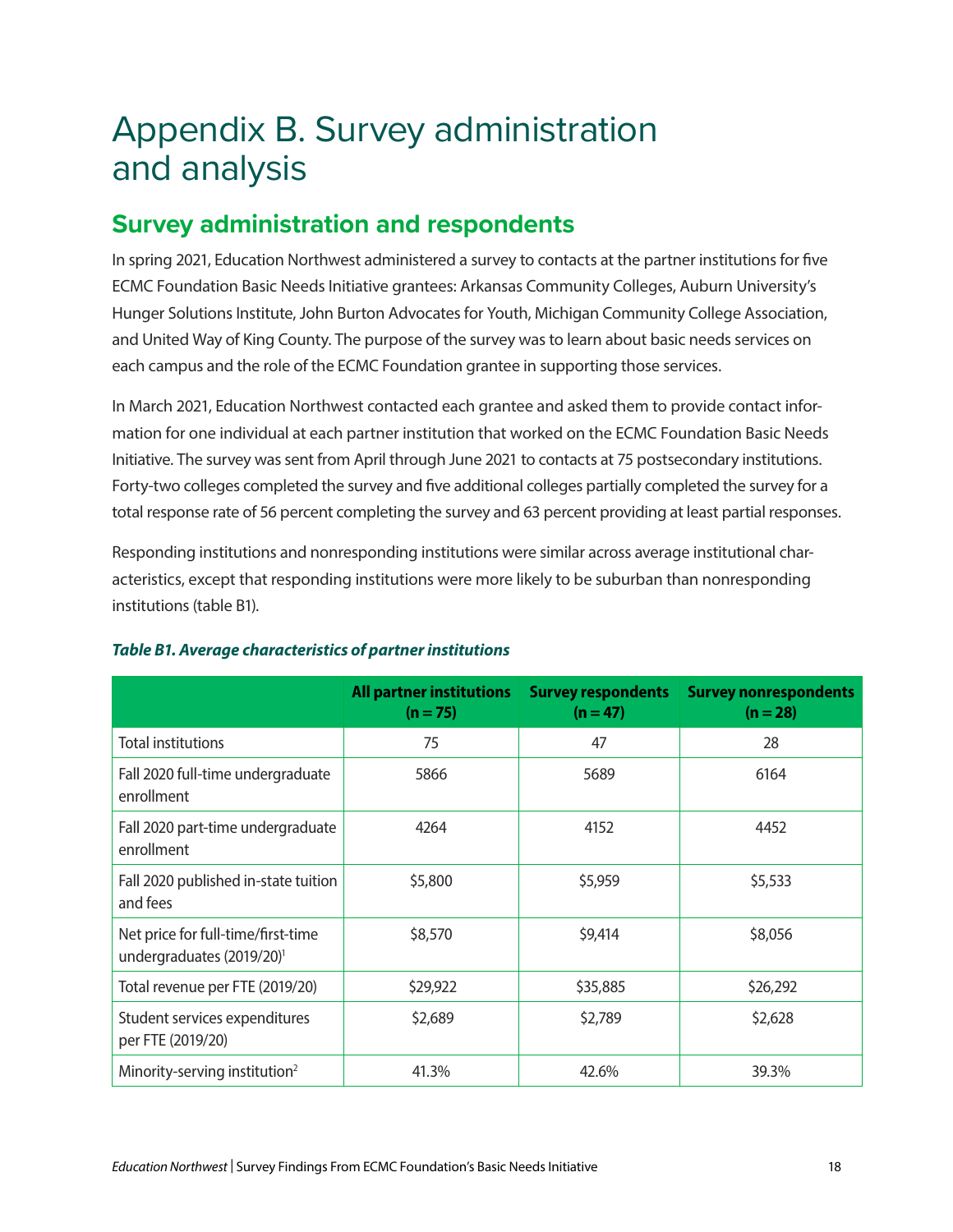# Appendix B. Survey administration and analysis

## Survey administration and respondents

In spring 2021, Education Northwest administered a survey to contacts at the partner institutions for five ECMC Foundation Basic Needs Initiative grantees: Arkansas Community Colleges, Auburn University's Hunger Solutions Institute, John Burton Advocates for Youth, Michigan Community College Association, and United Way of King County. The purpose of the survey was to learn about basic needs services on each campus and the role of the ECMC Foundation grantee in supporting those services.

In March 2021, Education Northwest contacted each grantee and asked them to provide contact information for one individual at each partner institution that worked on the ECMC Foundation Basic Needs Initiative. The survey was sent from April through June 2021 to contacts at 75 postsecondary institutions. Forty-two colleges completed the survey and five additional colleges partially completed the survey for a total response rate of 56 percent completing the survey and 63 percent providing at least partial responses.

Responding institutions and nonresponding institutions were similar across average institutional characteristics, except that responding institutions were more likely to be suburban than nonresponding institutions (table B1).

***Table B1. Average characteristics of partner institutions***

| | All partner institutions (n = 75) | Survey respondents (n = 47) | Survey nonrespondents (n = 28) |
|---|---|---|---|
| Total institutions | 75 | 47 | 28 |
| Fall 2020 full-time undergraduate enrollment | 5866 | 5689 | 6164 |
| Fall 2020 part-time undergraduate enrollment | 4264 | 4152 | 4452 |
| Fall 2020 published in-state tuition and fees | $5,800 | $5,959 | $5,533 |
| Net price for full-time/first-time undergraduates (2019/20)[1] | $8,570 | $9,414 | $8,056 |
| Total revenue per FTE (2019/20) | $29,922 | $35,885 | $26,292 |
| Student services expenditures per FTE (2019/20) | $2,689 | $2,789 | $2,628 |
| Minority-serving institution[2] | 41.3% | 42.6% | 39.3% |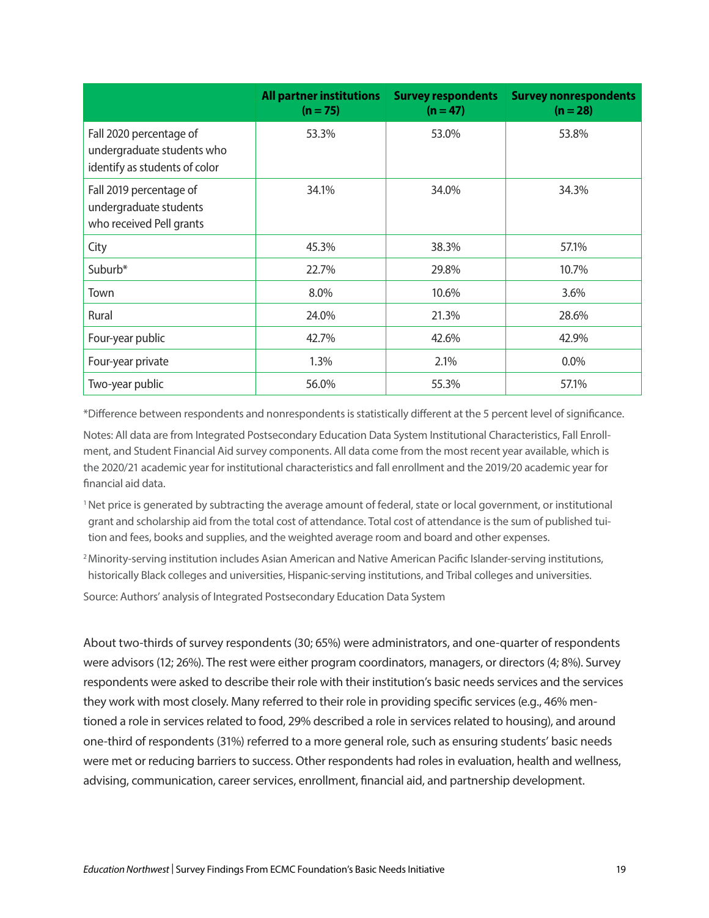| | All partner institutions (n = 75) | Survey respondents (n = 47) | Survey nonrespondents (n = 28) |
|---|---|---|---|
| Fall 2020 percentage of undergraduate students who identify as students of color | 53.3% | 53.0% | 53.8% |
| Fall 2019 percentage of undergraduate students who received Pell grants | 34.1% | 34.0% | 34.3% |
| City | 45.3% | 38.3% | 57.1% |
| Suburb* | 22.7% | 29.8% | 10.7% |
| Town | 8.0% | 10.6% | 3.6% |
| Rural | 24.0% | 21.3% | 28.6% |
| Four-year public | 42.7% | 42.6% | 42.9% |
| Four-year private | 1.3% | 2.1% | 0.0% |
| Two-year public | 56.0% | 55.3% | 57.1% |

*Difference between respondents and nonrespondents is statistically different at the 5 percent level of significance.

Notes: All data are from Integrated Postsecondary Education Data System Institutional Characteristics, Fall Enrollment, and Student Financial Aid survey components. All data come from the most recent year available, which is the 2020/21 academic year for institutional characteristics and fall enrollment and the 2019/20 academic year for financial aid data.

[1] Net price is generated by subtracting the average amount of federal, state or local government, or institutional grant and scholarship aid from the total cost of attendance. Total cost of attendance is the sum of published tuition and fees, books and supplies, and the weighted average room and board and other expenses.

[2] Minority-serving institution includes Asian American and Native American Pacific Islander-serving institutions, historically Black colleges and universities, Hispanic-serving institutions, and Tribal colleges and universities.

Source: Authors' analysis of Integrated Postsecondary Education Data System

About two-thirds of survey respondents (30; 65%) were administrators, and one-quarter of respondents were advisors (12; 26%). The rest were either program coordinators, managers, or directors (4; 8%). Survey respondents were asked to describe their role with their institution's basic needs services and the services they work with most closely. Many referred to their role in providing specific services (e.g., 46% mentioned a role in services related to food, 29% described a role in services related to housing), and around one-third of respondents (31%) referred to a more general role, such as ensuring students' basic needs were met or reducing barriers to success. Other respondents had roles in evaluation, health and wellness, advising, communication, career services, enrollment, financial aid, and partnership development.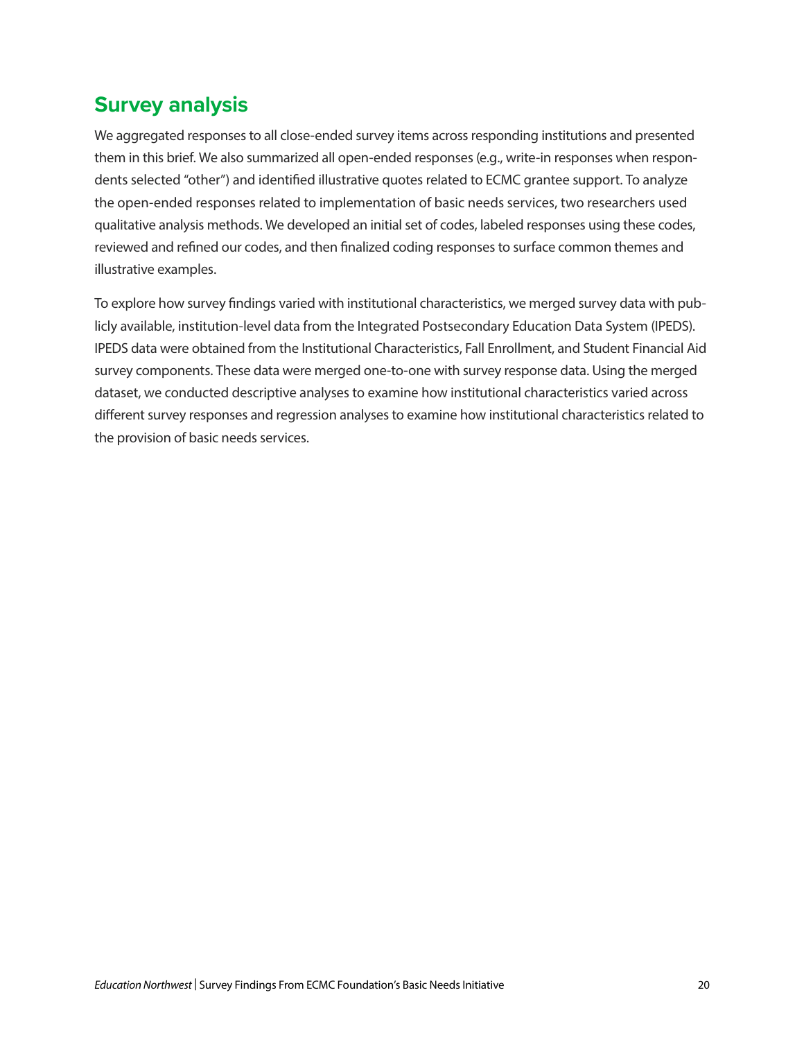## Survey analysis

We aggregated responses to all close-ended survey items across responding institutions and presented them in this brief. We also summarized all open-ended responses (e.g., write-in responses when respondents selected "other") and identified illustrative quotes related to ECMC grantee support. To analyze the open-ended responses related to implementation of basic needs services, two researchers used qualitative analysis methods. We developed an initial set of codes, labeled responses using these codes, reviewed and refined our codes, and then finalized coding responses to surface common themes and illustrative examples.

To explore how survey findings varied with institutional characteristics, we merged survey data with publicly available, institution-level data from the Integrated Postsecondary Education Data System (IPEDS). IPEDS data were obtained from the Institutional Characteristics, Fall Enrollment, and Student Financial Aid survey components. These data were merged one-to-one with survey response data. Using the merged dataset, we conducted descriptive analyses to examine how institutional characteristics varied across different survey responses and regression analyses to examine how institutional characteristics related to the provision of basic needs services.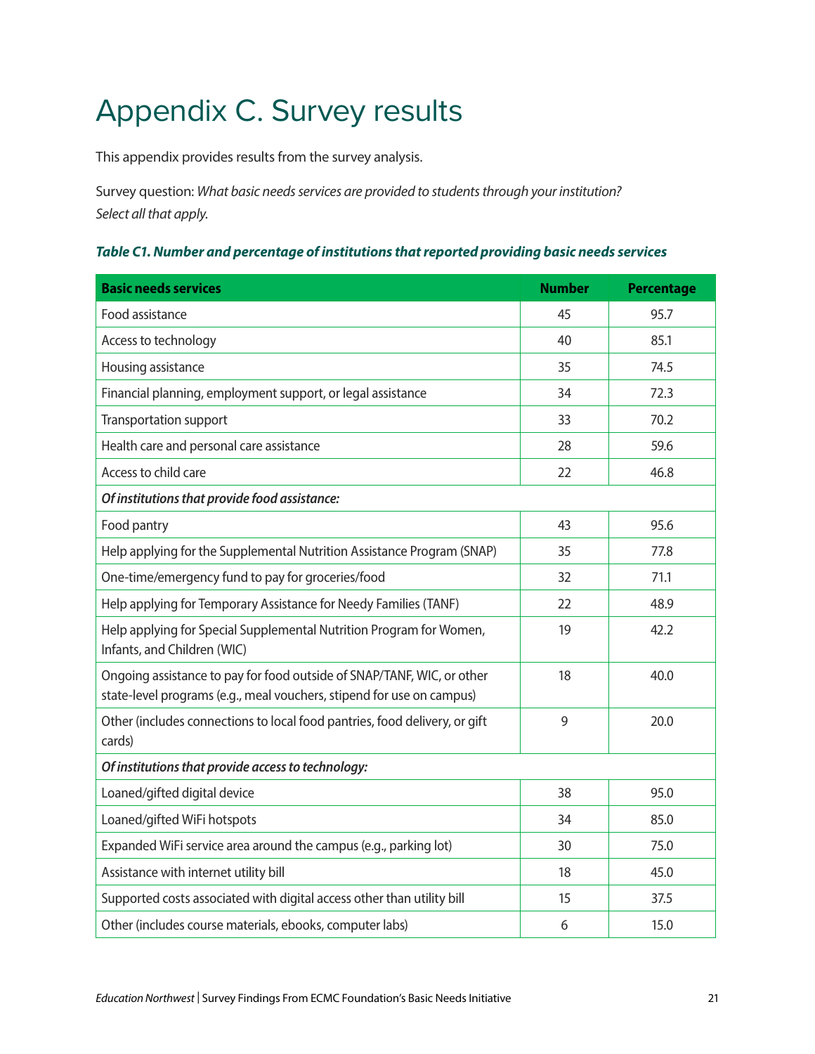# Appendix C. Survey results

This appendix provides results from the survey analysis.

Survey question: *What basic needs services are provided to students through your institution? Select all that apply.*

***Table C1. Number and percentage of institutions that reported providing basic needs services***

| Basic needs services | Number | Percentage |
|---|---|---|
| Food assistance | 45 | 95.7 |
| Access to technology | 40 | 85.1 |
| Housing assistance | 35 | 74.5 |
| Financial planning, employment support, or legal assistance | 34 | 72.3 |
| Transportation support | 33 | 70.2 |
| Health care and personal care assistance | 28 | 59.6 |
| Access to child care | 22 | 46.8 |
| ***Of institutions that provide food assistance:*** | | |
| Food pantry | 43 | 95.6 |
| Help applying for the Supplemental Nutrition Assistance Program (SNAP) | 35 | 77.8 |
| One-time/emergency fund to pay for groceries/food | 32 | 71.1 |
| Help applying for Temporary Assistance for Needy Families (TANF) | 22 | 48.9 |
| Help applying for Special Supplemental Nutrition Program for Women, Infants, and Children (WIC) | 19 | 42.2 |
| Ongoing assistance to pay for food outside of SNAP/TANF, WIC, or other state-level programs (e.g., meal vouchers, stipend for use on campus) | 18 | 40.0 |
| Other (includes connections to local food pantries, food delivery, or gift cards) | 9 | 20.0 |
| ***Of institutions that provide access to technology:*** | | |
| Loaned/gifted digital device | 38 | 95.0 |
| Loaned/gifted WiFi hotspots | 34 | 85.0 |
| Expanded WiFi service area around the campus (e.g., parking lot) | 30 | 75.0 |
| Assistance with internet utility bill | 18 | 45.0 |
| Supported costs associated with digital access other than utility bill | 15 | 37.5 |
| Other (includes course materials, ebooks, computer labs) | 6 | 15.0 |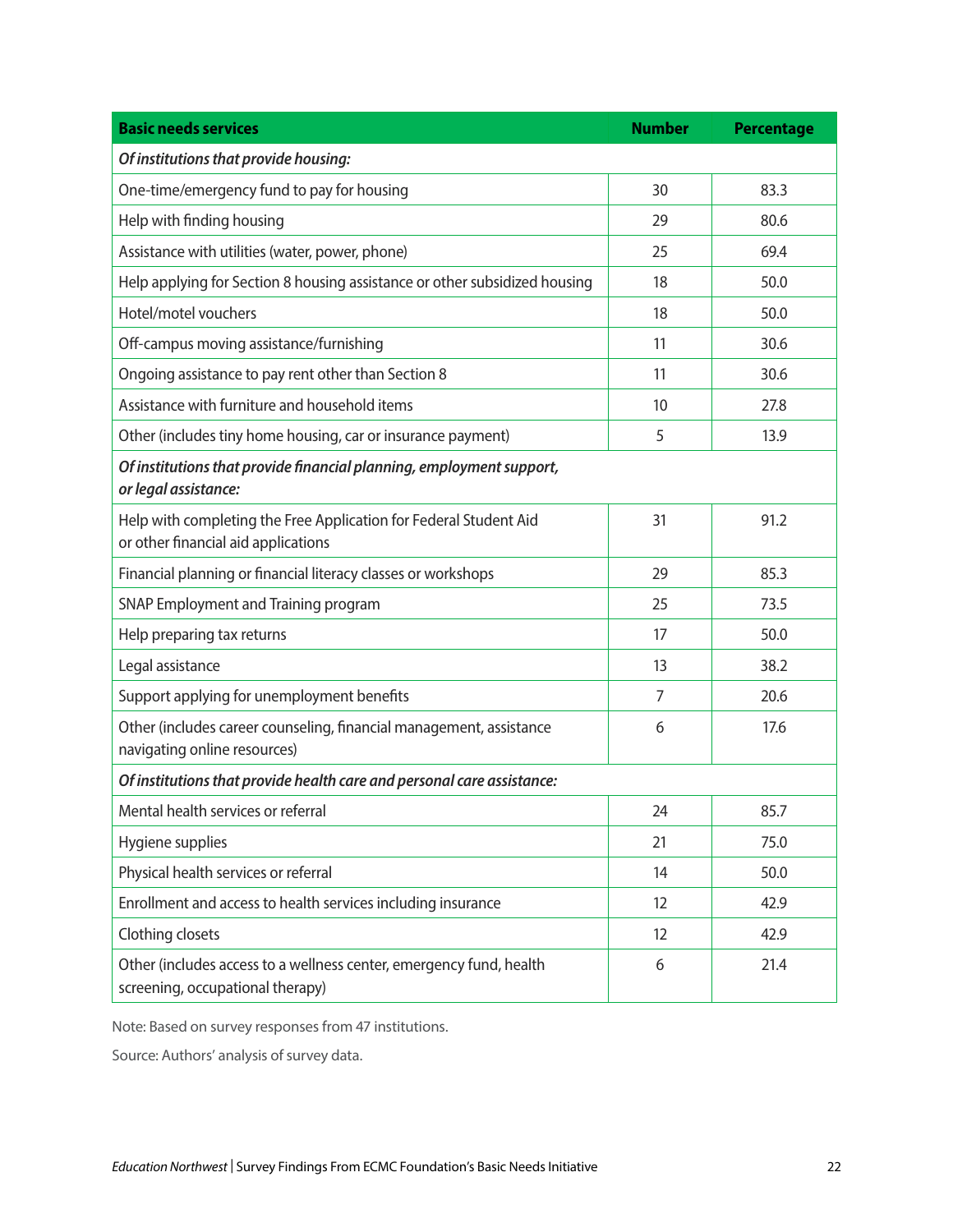| Basic needs services | Number | Percentage |
|---|---|---|
| ***Of institutions that provide housing:*** | | |
| One-time/emergency fund to pay for housing | 30 | 83.3 |
| Help with finding housing | 29 | 80.6 |
| Assistance with utilities (water, power, phone) | 25 | 69.4 |
| Help applying for Section 8 housing assistance or other subsidized housing | 18 | 50.0 |
| Hotel/motel vouchers | 18 | 50.0 |
| Off-campus moving assistance/furnishing | 11 | 30.6 |
| Ongoing assistance to pay rent other than Section 8 | 11 | 30.6 |
| Assistance with furniture and household items | 10 | 27.8 |
| Other (includes tiny home housing, car or insurance payment) | 5 | 13.9 |
| ***Of institutions that provide financial planning, employment support, or legal assistance:*** | | |
| Help with completing the Free Application for Federal Student Aid or other financial aid applications | 31 | 91.2 |
| Financial planning or financial literacy classes or workshops | 29 | 85.3 |
| SNAP Employment and Training program | 25 | 73.5 |
| Help preparing tax returns | 17 | 50.0 |
| Legal assistance | 13 | 38.2 |
| Support applying for unemployment benefits | 7 | 20.6 |
| Other (includes career counseling, financial management, assistance navigating online resources) | 6 | 17.6 |
| ***Of institutions that provide health care and personal care assistance:*** | | |
| Mental health services or referral | 24 | 85.7 |
| Hygiene supplies | 21 | 75.0 |
| Physical health services or referral | 14 | 50.0 |
| Enrollment and access to health services including insurance | 12 | 42.9 |
| Clothing closets | 12 | 42.9 |
| Other (includes access to a wellness center, emergency fund, health screening, occupational therapy) | 6 | 21.4 |

Note: Based on survey responses from 47 institutions.

Source: Authors' analysis of survey data.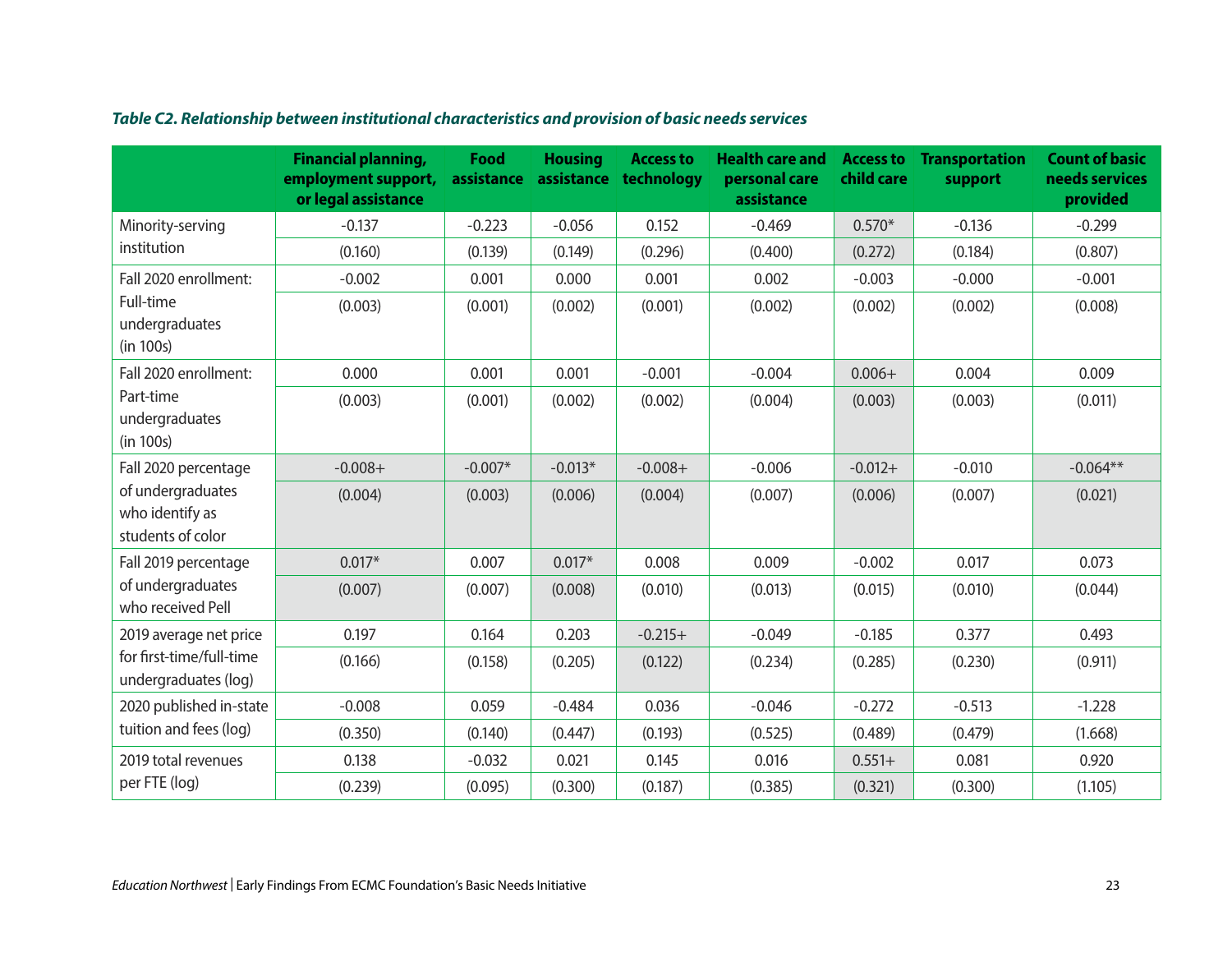***Table C2. Relationship between institutional characteristics and provision of basic needs services***

| | Financial planning, employment support, or legal assistance | Food assistance | Housing assistance | Access to technology | Health care and personal care assistance | Access to child care | Transportation support | Count of basic needs services provided |
|---|---|---|---|---|---|---|---|---|
| Minority-serving institution | -0.137 | -0.223 | -0.056 | 0.152 | -0.469 | 0.570* | -0.136 | -0.299 |
| | (0.160) | (0.139) | (0.149) | (0.296) | (0.400) | (0.272) | (0.184) | (0.807) |
| Fall 2020 enrollment: Full-time undergraduates (in 100s) | -0.002 | 0.001 | 0.000 | 0.001 | 0.002 | -0.003 | -0.000 | -0.001 |
| | (0.003) | (0.001) | (0.002) | (0.001) | (0.002) | (0.002) | (0.002) | (0.008) |
| Fall 2020 enrollment: Part-time undergraduates (in 100s) | 0.000 | 0.001 | 0.001 | -0.001 | -0.004 | 0.006+ | 0.004 | 0.009 |
| | (0.003) | (0.001) | (0.002) | (0.002) | (0.004) | (0.003) | (0.003) | (0.011) |
| Fall 2020 percentage of undergraduates who identify as students of color | -0.008+ | -0.007* | -0.013* | -0.008+ | -0.006 | -0.012+ | -0.010 | -0.064** |
| | (0.004) | (0.003) | (0.006) | (0.004) | (0.007) | (0.006) | (0.007) | (0.021) |
| Fall 2019 percentage of undergraduates who received Pell | 0.017* | 0.007 | 0.017* | 0.008 | 0.009 | -0.002 | 0.017 | 0.073 |
| | (0.007) | (0.007) | (0.008) | (0.010) | (0.013) | (0.015) | (0.010) | (0.044) |
| 2019 average net price for first-time/full-time undergraduates (log) | 0.197 | 0.164 | 0.203 | -0.215+ | -0.049 | -0.185 | 0.377 | 0.493 |
| | (0.166) | (0.158) | (0.205) | (0.122) | (0.234) | (0.285) | (0.230) | (0.911) |
| 2020 published in-state tuition and fees (log) | -0.008 | 0.059 | -0.484 | 0.036 | -0.046 | -0.272 | -0.513 | -1.228 |
| | (0.350) | (0.140) | (0.447) | (0.193) | (0.525) | (0.489) | (0.479) | (1.668) |
| 2019 total revenues per FTE (log) | 0.138 | -0.032 | 0.021 | 0.145 | 0.016 | 0.551+ | 0.081 | 0.920 |
| | (0.239) | (0.095) | (0.300) | (0.187) | (0.385) | (0.321) | (0.300) | (1.105) |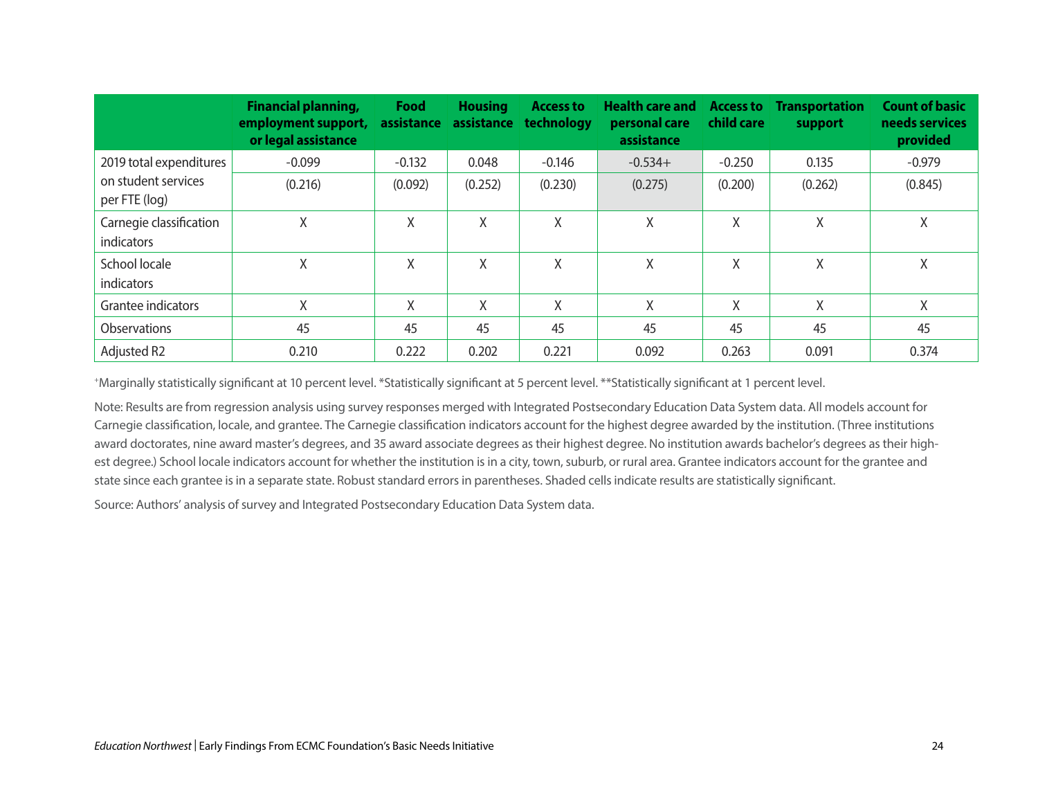| | Financial planning, employment support, or legal assistance | Food assistance | Housing assistance | Access to technology | Health care and personal care assistance | Access to child care | Transportation support | Count of basic needs services provided |
|---|---|---|---|---|---|---|---|---|
| 2019 total expenditures on student services per FTE (log) | -0.099 | -0.132 | 0.048 | -0.146 | -0.534+ | -0.250 | 0.135 | -0.979 |
| | (0.216) | (0.092) | (0.252) | (0.230) | (0.275) | (0.200) | (0.262) | (0.845) |
| Carnegie classification indicators | X | X | X | X | X | X | X | X |
| School locale indicators | X | X | X | X | X | X | X | X |
| Grantee indicators | X | X | X | X | X | X | X | X |
| Observations | 45 | 45 | 45 | 45 | 45 | 45 | 45 | 45 |
| Adjusted R2 | 0.210 | 0.222 | 0.202 | 0.221 | 0.092 | 0.263 | 0.091 | 0.374 |

+Marginally statistically significant at 10 percent level. *Statistically significant at 5 percent level. **Statistically significant at 1 percent level.

Note: Results are from regression analysis using survey responses merged with Integrated Postsecondary Education Data System data. All models account for Carnegie classification, locale, and grantee. The Carnegie classification indicators account for the highest degree awarded by the institution. (Three institutions award doctorates, nine award master's degrees, and 35 award associate degrees as their highest degree. No institution awards bachelor's degrees as their highest degree.) School locale indicators account for whether the institution is in a city, town, suburb, or rural area. Grantee indicators account for the grantee and state since each grantee is in a separate state. Robust standard errors in parentheses. Shaded cells indicate results are statistically significant.

Source: Authors' analysis of survey and Integrated Postsecondary Education Data System data.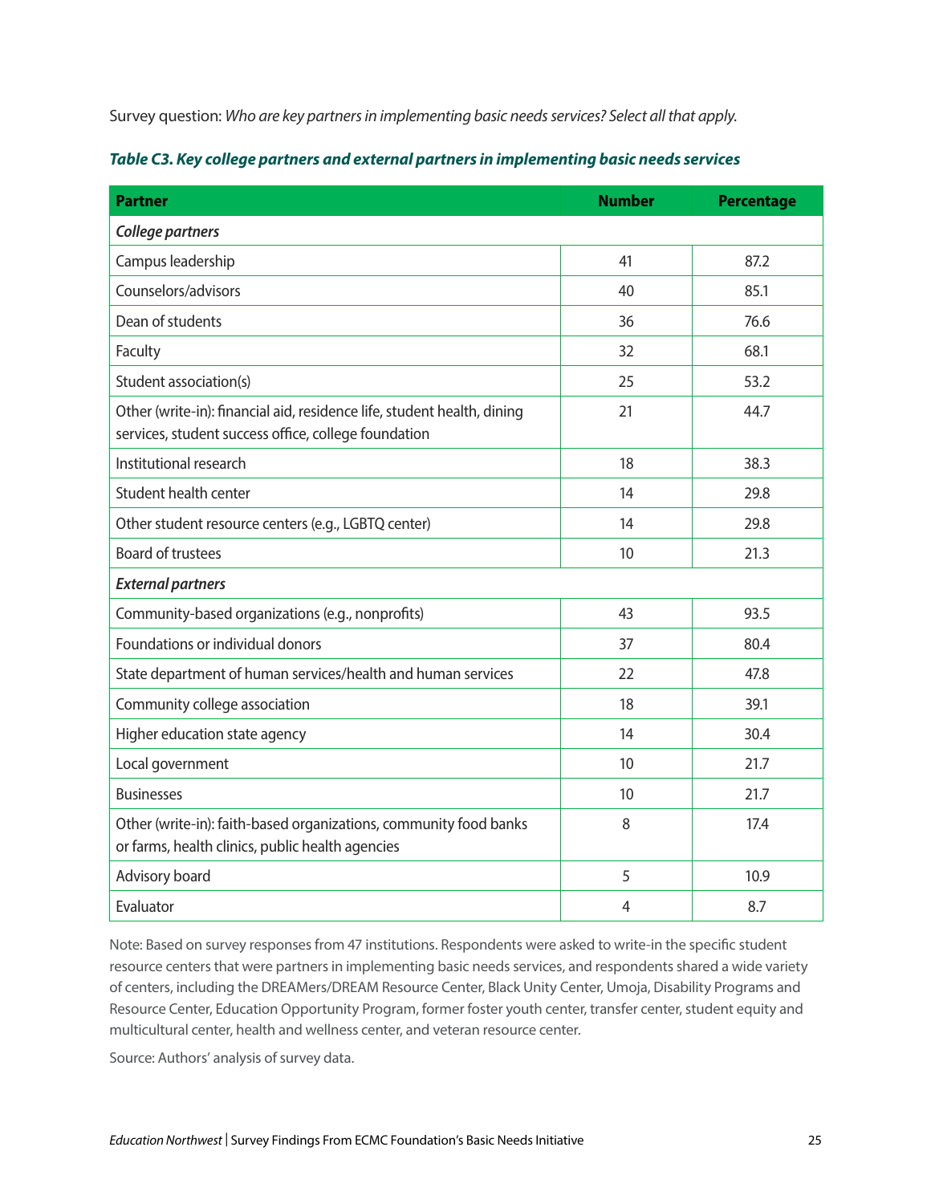Survey question: *Who are key partners in implementing basic needs services? Select all that apply.*

***Table C3. Key college partners and external partners in implementing basic needs services***

| Partner | Number | Percentage |
|---|---|---|
| ***College partners*** | | |
| Campus leadership | 41 | 87.2 |
| Counselors/advisors | 40 | 85.1 |
| Dean of students | 36 | 76.6 |
| Faculty | 32 | 68.1 |
| Student association(s) | 25 | 53.2 |
| Other (write-in): financial aid, residence life, student health, dining services, student success office, college foundation | 21 | 44.7 |
| Institutional research | 18 | 38.3 |
| Student health center | 14 | 29.8 |
| Other student resource centers (e.g., LGBTQ center) | 14 | 29.8 |
| Board of trustees | 10 | 21.3 |
| ***External partners*** | | |
| Community-based organizations (e.g., nonprofits) | 43 | 93.5 |
| Foundations or individual donors | 37 | 80.4 |
| State department of human services/health and human services | 22 | 47.8 |
| Community college association | 18 | 39.1 |
| Higher education state agency | 14 | 30.4 |
| Local government | 10 | 21.7 |
| Businesses | 10 | 21.7 |
| Other (write-in): faith-based organizations, community food banks or farms, health clinics, public health agencies | 8 | 17.4 |
| Advisory board | 5 | 10.9 |
| Evaluator | 4 | 8.7 |

Note: Based on survey responses from 47 institutions. Respondents were asked to write-in the specific student resource centers that were partners in implementing basic needs services, and respondents shared a wide variety of centers, including the DREAMers/DREAM Resource Center, Black Unity Center, Umoja, Disability Programs and Resource Center, Education Opportunity Program, former foster youth center, transfer center, student equity and multicultural center, health and wellness center, and veteran resource center.

Source: Authors' analysis of survey data.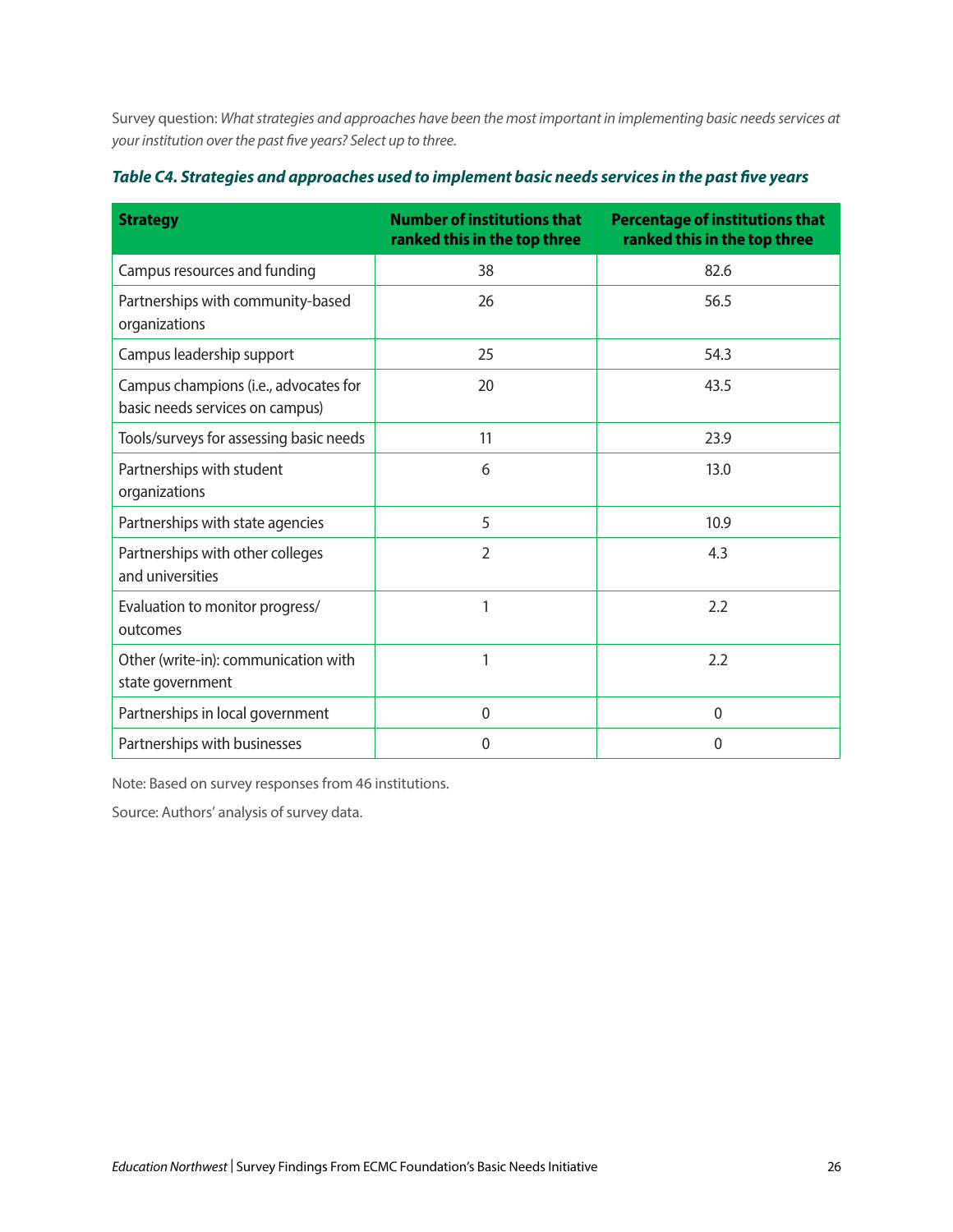Survey question: *What strategies and approaches have been the most important in implementing basic needs services at your institution over the past five years? Select up to three.*

***Table C4. Strategies and approaches used to implement basic needs services in the past five years***

| Strategy | Number of institutions that ranked this in the top three | Percentage of institutions that ranked this in the top three |
|---|---|---|
| Campus resources and funding | 38 | 82.6 |
| Partnerships with community-based organizations | 26 | 56.5 |
| Campus leadership support | 25 | 54.3 |
| Campus champions (i.e., advocates for basic needs services on campus) | 20 | 43.5 |
| Tools/surveys for assessing basic needs | 11 | 23.9 |
| Partnerships with student organizations | 6 | 13.0 |
| Partnerships with state agencies | 5 | 10.9 |
| Partnerships with other colleges and universities | 2 | 4.3 |
| Evaluation to monitor progress/ outcomes | 1 | 2.2 |
| Other (write-in): communication with state government | 1 | 2.2 |
| Partnerships in local government | 0 | 0 |
| Partnerships with businesses | 0 | 0 |

Note: Based on survey responses from 46 institutions.

Source: Authors' analysis of survey data.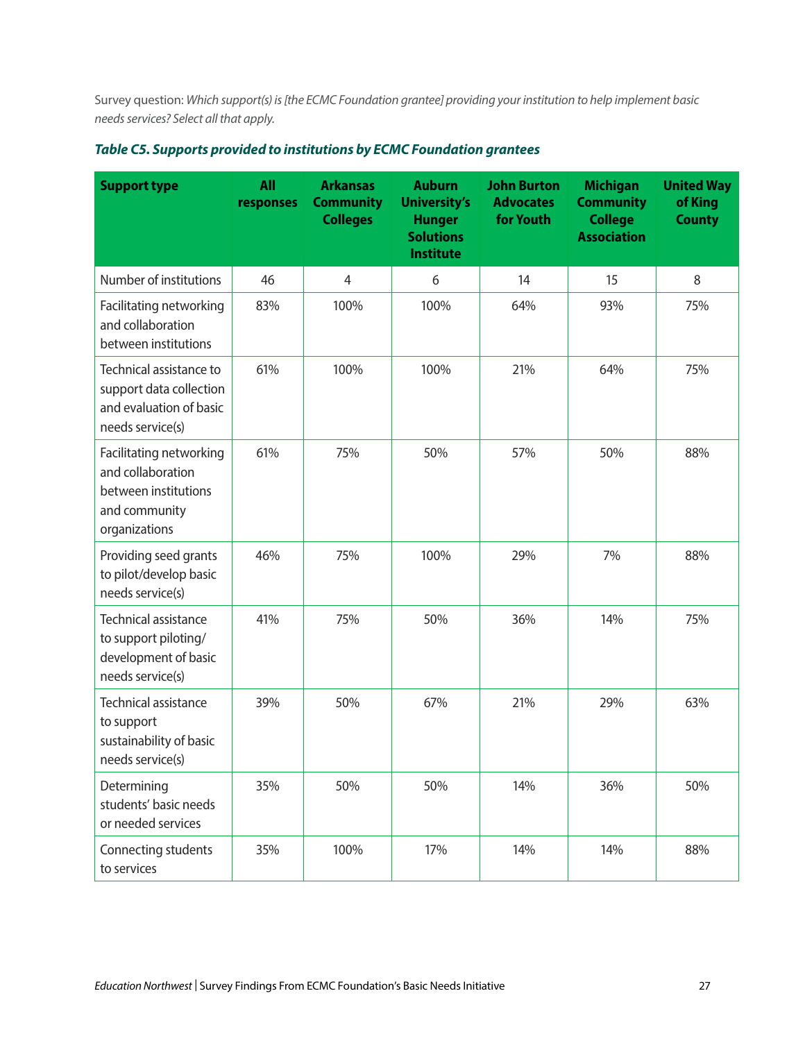Survey question: *Which support(s) is [the ECMC Foundation grantee] providing your institution to help implement basic needs services? Select all that apply.*

***Table C5. Supports provided to institutions by ECMC Foundation grantees***

| Support type | All responses | Arkansas Community Colleges | Auburn University's Hunger Solutions Institute | John Burton Advocates for Youth | Michigan Community College Association | United Way of King County |
|---|---|---|---|---|---|---|
| Number of institutions | 46 | 4 | 6 | 14 | 15 | 8 |
| Facilitating networking and collaboration between institutions | 83% | 100% | 100% | 64% | 93% | 75% |
| Technical assistance to support data collection and evaluation of basic needs service(s) | 61% | 100% | 100% | 21% | 64% | 75% |
| Facilitating networking and collaboration between institutions and community organizations | 61% | 75% | 50% | 57% | 50% | 88% |
| Providing seed grants to pilot/develop basic needs service(s) | 46% | 75% | 100% | 29% | 7% | 88% |
| Technical assistance to support piloting/development of basic needs service(s) | 41% | 75% | 50% | 36% | 14% | 75% |
| Technical assistance to support sustainability of basic needs service(s) | 39% | 50% | 67% | 21% | 29% | 63% |
| Determining students' basic needs or needed services | 35% | 50% | 50% | 14% | 36% | 50% |
| Connecting students to services | 35% | 100% | 17% | 14% | 14% | 88% |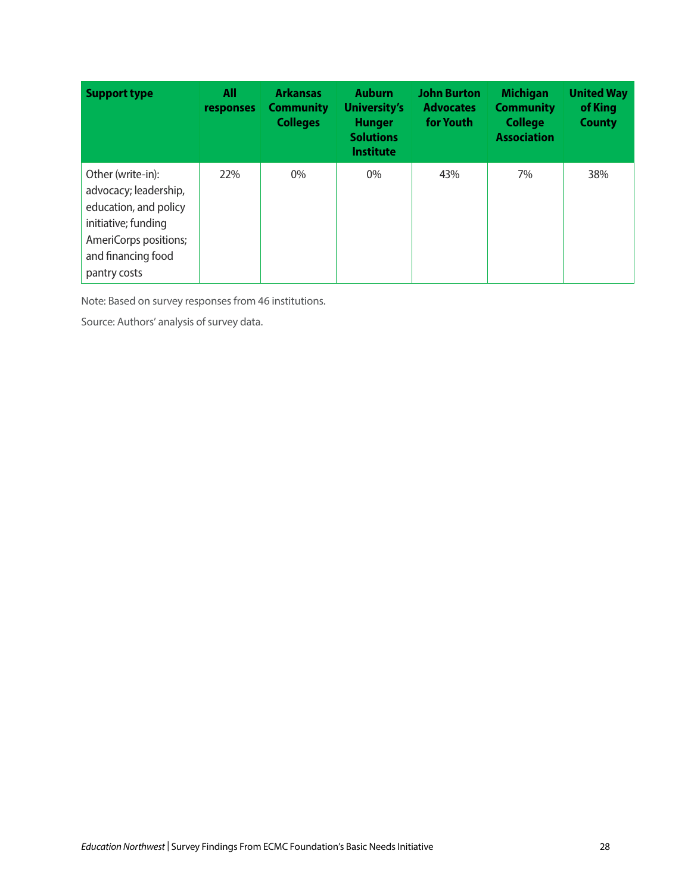| Support type | All responses | Arkansas Community Colleges | Auburn University's Hunger Solutions Institute | John Burton Advocates for Youth | Michigan Community College Association | United Way of King County |
|---|---|---|---|---|---|---|
| Other (write-in): advocacy; leadership, education, and policy initiative; funding AmeriCorps positions; and financing food pantry costs | 22% | 0% | 0% | 43% | 7% | 38% |

Note: Based on survey responses from 46 institutions.

Source: Authors' analysis of survey data.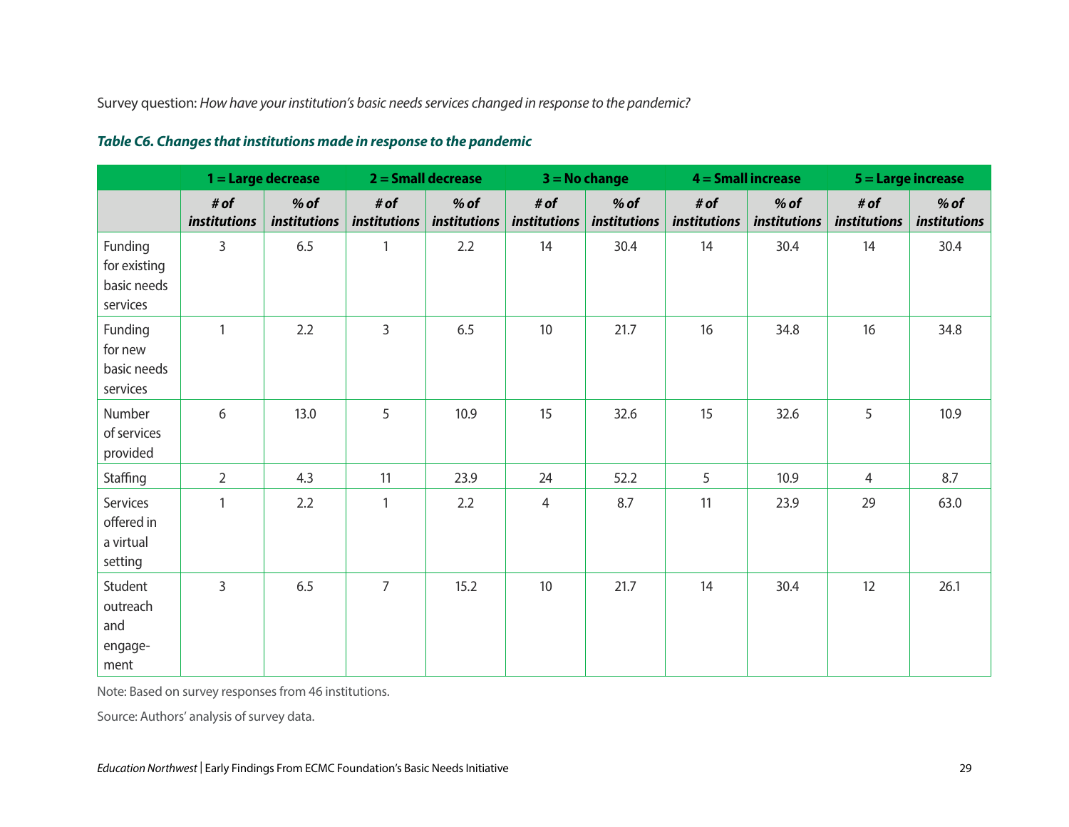Survey question: *How have your institution's basic needs services changed in response to the pandemic?*

***Table C6. Changes that institutions made in response to the pandemic***

| | 1 = Large decrease | | 2 = Small decrease | | 3 = No change | | 4 = Small increase | | 5 = Large increase | |
|---|---|---|---|---|---|---|---|---|---|---|
| | ***# of institutions*** | ***% of institutions*** | ***# of institutions*** | ***% of institutions*** | ***# of institutions*** | ***% of institutions*** | ***# of institutions*** | ***% of institutions*** | ***# of institutions*** | ***% of institutions*** |
| Funding for existing basic needs services | 3 | 6.5 | 1 | 2.2 | 14 | 30.4 | 14 | 30.4 | 14 | 30.4 |
| Funding for new basic needs services | 1 | 2.2 | 3 | 6.5 | 10 | 21.7 | 16 | 34.8 | 16 | 34.8 |
| Number of services provided | 6 | 13.0 | 5 | 10.9 | 15 | 32.6 | 15 | 32.6 | 5 | 10.9 |
| Staffing | 2 | 4.3 | 11 | 23.9 | 24 | 52.2 | 5 | 10.9 | 4 | 8.7 |
| Services offered in a virtual setting | 1 | 2.2 | 1 | 2.2 | 4 | 8.7 | 11 | 23.9 | 29 | 63.0 |
| Student outreach and engagement | 3 | 6.5 | 7 | 15.2 | 10 | 21.7 | 14 | 30.4 | 12 | 26.1 |

Note: Based on survey responses from 46 institutions.

Source: Authors' analysis of survey data.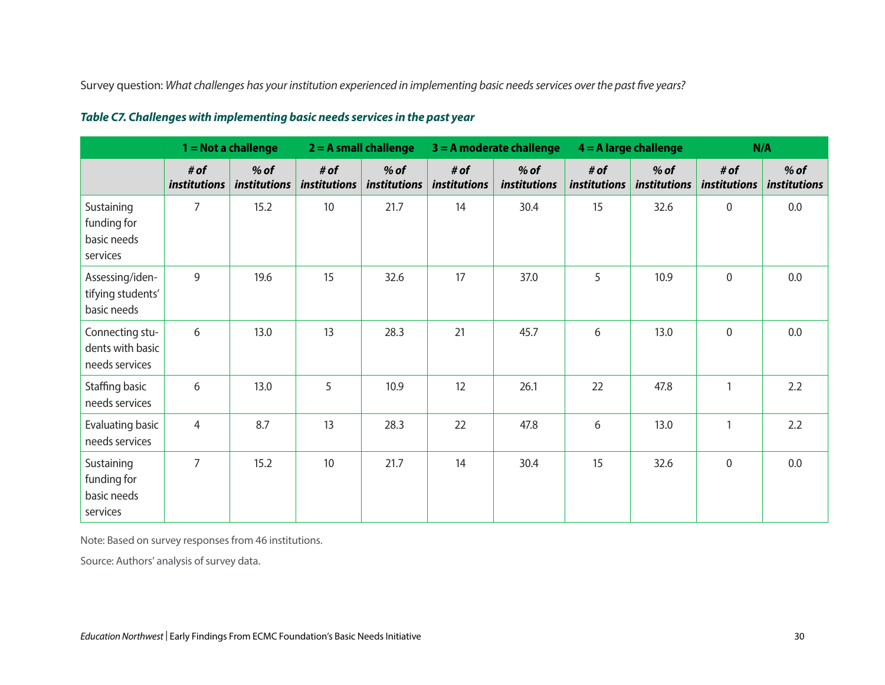Survey question: *What challenges has your institution experienced in implementing basic needs services over the past five years?*

***Table C7. Challenges with implementing basic needs services in the past year***

| | 1 = Not a challenge | | 2 = A small challenge | | 3 = A moderate challenge | | 4 = A large challenge | | N/A | |
|---|---|---|---|---|---|---|---|---|---|---|
| | ***# of institutions*** | ***% of institutions*** | ***# of institutions*** | ***% of institutions*** | ***# of institutions*** | ***% of institutions*** | ***# of institutions*** | ***% of institutions*** | ***# of institutions*** | ***% of institutions*** |
| Sustaining funding for basic needs services | 7 | 15.2 | 10 | 21.7 | 14 | 30.4 | 15 | 32.6 | 0 | 0.0 |
| Assessing/identifying students' basic needs | 9 | 19.6 | 15 | 32.6 | 17 | 37.0 | 5 | 10.9 | 0 | 0.0 |
| Connecting students with basic needs services | 6 | 13.0 | 13 | 28.3 | 21 | 45.7 | 6 | 13.0 | 0 | 0.0 |
| Staffing basic needs services | 6 | 13.0 | 5 | 10.9 | 12 | 26.1 | 22 | 47.8 | 1 | 2.2 |
| Evaluating basic needs services | 4 | 8.7 | 13 | 28.3 | 22 | 47.8 | 6 | 13.0 | 1 | 2.2 |
| Sustaining funding for basic needs services | 7 | 15.2 | 10 | 21.7 | 14 | 30.4 | 15 | 32.6 | 0 | 0.0 |

Note: Based on survey responses from 46 institutions.

Source: Authors' analysis of survey data.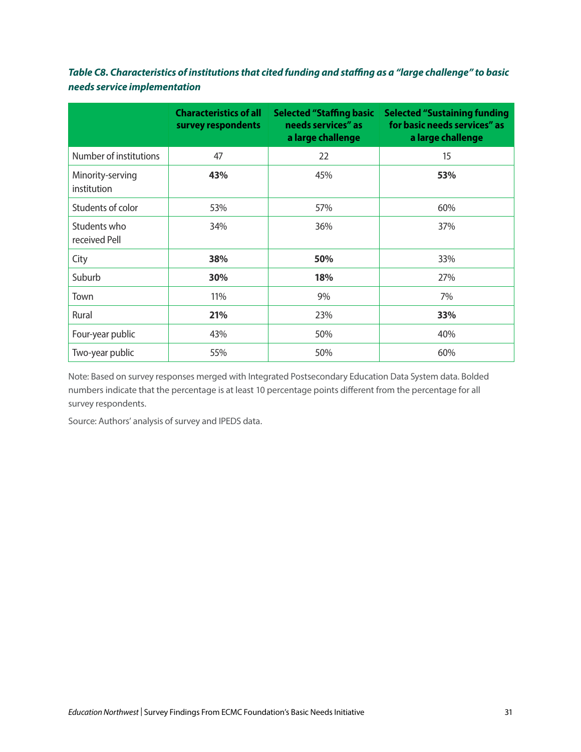***Table C8. Characteristics of institutions that cited funding and staffing as a "large challenge" to basic needs service implementation***

| | Characteristics of all survey respondents | Selected "Staffing basic needs services" as a large challenge | Selected "Sustaining funding for basic needs services" as a large challenge |
|---|---|---|---|
| Number of institutions | 47 | 22 | 15 |
| Minority-serving institution | **43%** | 45% | **53%** |
| Students of color | 53% | 57% | 60% |
| Students who received Pell | 34% | 36% | 37% |
| City | **38%** | **50%** | 33% |
| Suburb | **30%** | **18%** | 27% |
| Town | 11% | 9% | 7% |
| Rural | **21%** | 23% | **33%** |
| Four-year public | 43% | 50% | 40% |
| Two-year public | 55% | 50% | 60% |

Note: Based on survey responses merged with Integrated Postsecondary Education Data System data. Bolded numbers indicate that the percentage is at least 10 percentage points different from the percentage for all survey respondents.

Source: Authors' analysis of survey and IPEDS data.